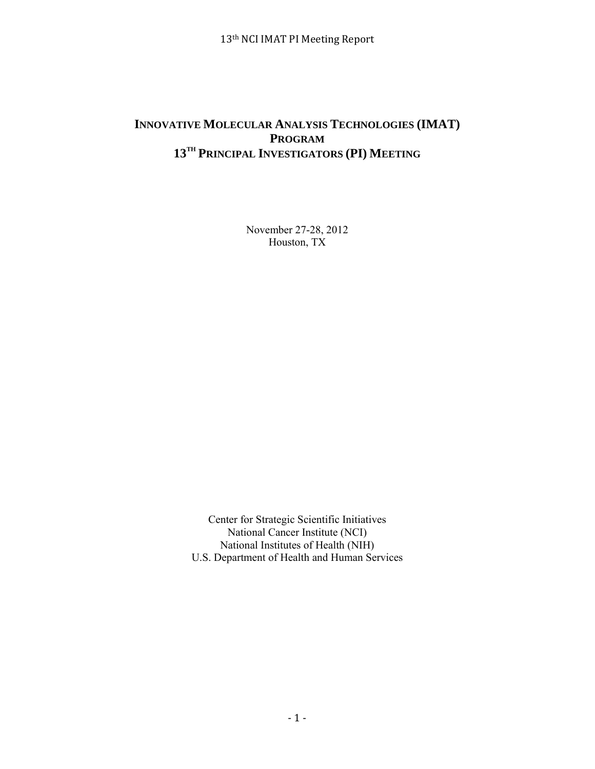# INNOVATIVE MOLECULAR ANALYSIS TECHNOLOGIES (IMAT) PROGRAM
# 13TH PRINCIPAL INVESTIGATORS (PI) MEETING

November 27-28, 2012
Houston, TX

Center for Strategic Scientific Initiatives
National Cancer Institute (NCI)
National Institutes of Health (NIH)
U.S. Department of Health and Human Services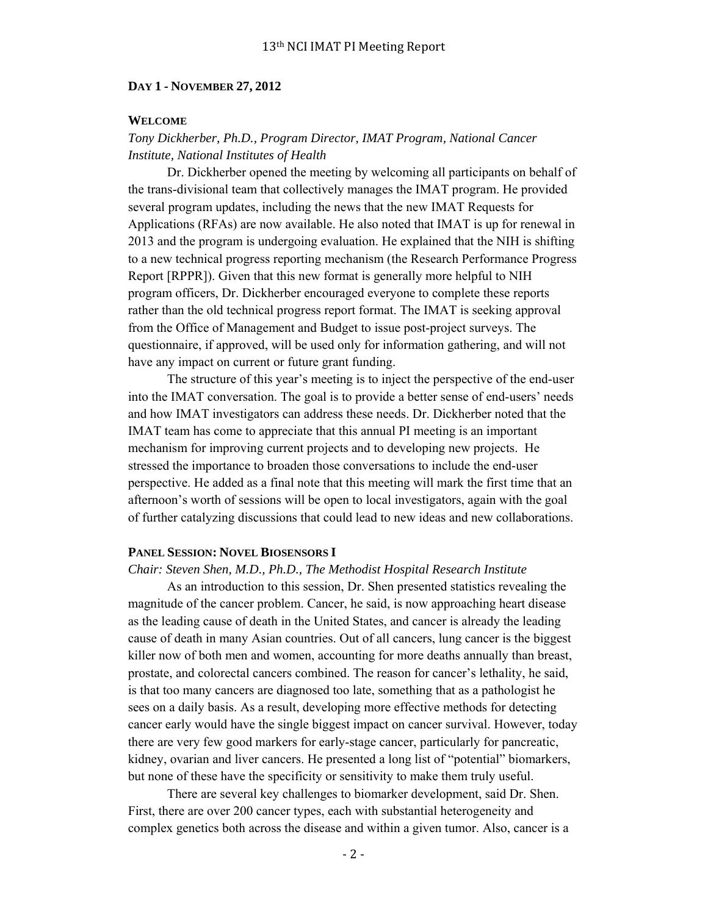## DAY 1 - NOVEMBER 27, 2012

### WELCOME

*Tony Dickherber, Ph.D., Program Director, IMAT Program, National Cancer Institute, National Institutes of Health*

Dr. Dickherber opened the meeting by welcoming all participants on behalf of the trans-divisional team that collectively manages the IMAT program. He provided several program updates, including the news that the new IMAT Requests for Applications (RFAs) are now available. He also noted that IMAT is up for renewal in 2013 and the program is undergoing evaluation. He explained that the NIH is shifting to a new technical progress reporting mechanism (the Research Performance Progress Report [RPPR]). Given that this new format is generally more helpful to NIH program officers, Dr. Dickherber encouraged everyone to complete these reports rather than the old technical progress report format. The IMAT is seeking approval from the Office of Management and Budget to issue post-project surveys. The questionnaire, if approved, will be used only for information gathering, and will not have any impact on current or future grant funding.

The structure of this year's meeting is to inject the perspective of the end-user into the IMAT conversation. The goal is to provide a better sense of end-users' needs and how IMAT investigators can address these needs. Dr. Dickherber noted that the IMAT team has come to appreciate that this annual PI meeting is an important mechanism for improving current projects and to developing new projects. He stressed the importance to broaden those conversations to include the end-user perspective. He added as a final note that this meeting will mark the first time that an afternoon's worth of sessions will be open to local investigators, again with the goal of further catalyzing discussions that could lead to new ideas and new collaborations.

### PANEL SESSION: NOVEL BIOSENSORS I

*Chair: Steven Shen, M.D., Ph.D., The Methodist Hospital Research Institute*

As an introduction to this session, Dr. Shen presented statistics revealing the magnitude of the cancer problem. Cancer, he said, is now approaching heart disease as the leading cause of death in the United States, and cancer is already the leading cause of death in many Asian countries. Out of all cancers, lung cancer is the biggest killer now of both men and women, accounting for more deaths annually than breast, prostate, and colorectal cancers combined. The reason for cancer's lethality, he said, is that too many cancers are diagnosed too late, something that as a pathologist he sees on a daily basis. As a result, developing more effective methods for detecting cancer early would have the single biggest impact on cancer survival. However, today there are very few good markers for early-stage cancer, particularly for pancreatic, kidney, ovarian and liver cancers. He presented a long list of "potential" biomarkers, but none of these have the specificity or sensitivity to make them truly useful.

There are several key challenges to biomarker development, said Dr. Shen. First, there are over 200 cancer types, each with substantial heterogeneity and complex genetics both across the disease and within a given tumor. Also, cancer is a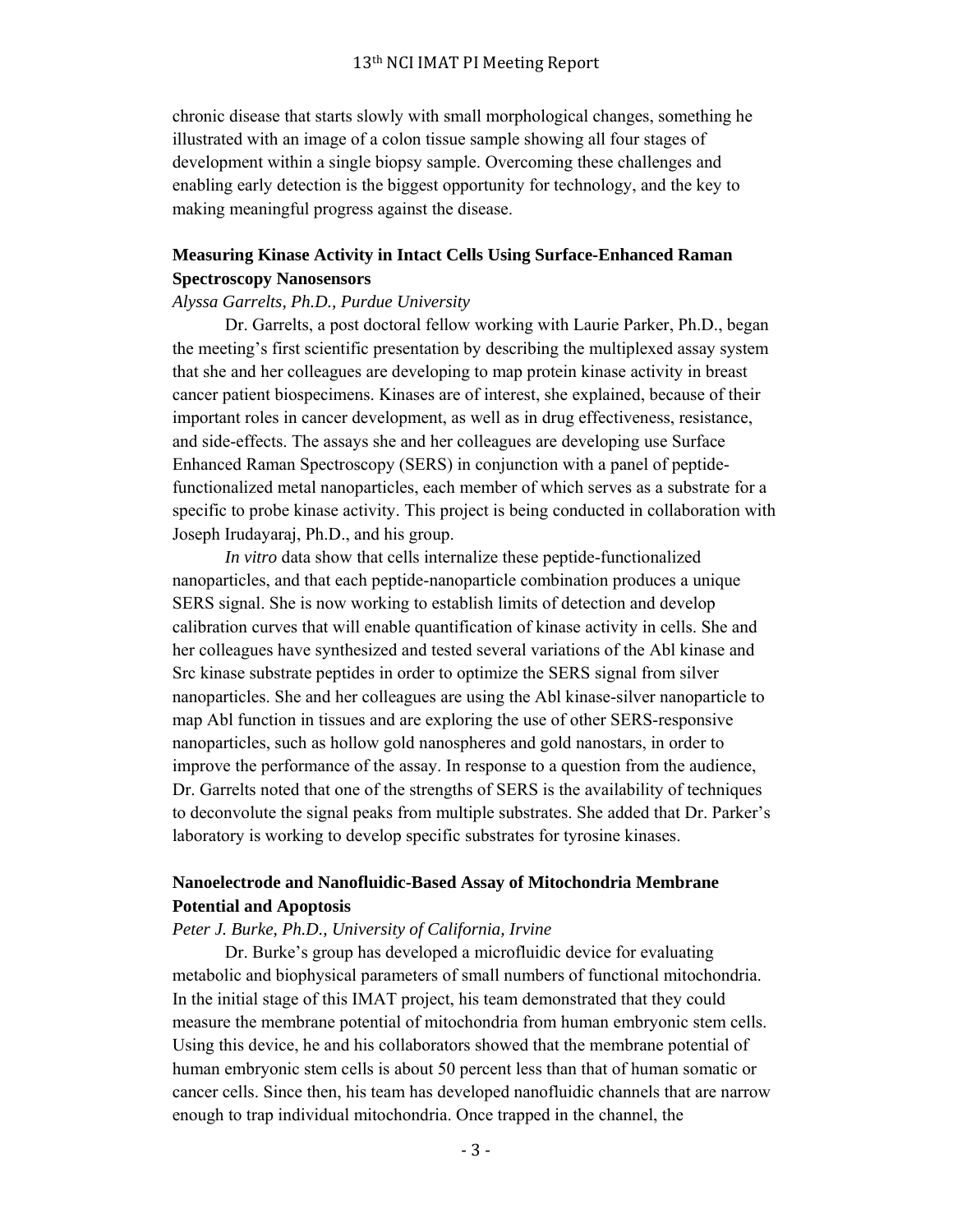chronic disease that starts slowly with small morphological changes, something he illustrated with an image of a colon tissue sample showing all four stages of development within a single biopsy sample. Overcoming these challenges and enabling early detection is the biggest opportunity for technology, and the key to making meaningful progress against the disease.

## Measuring Kinase Activity in Intact Cells Using Surface-Enhanced Raman Spectroscopy Nanosensors

*Alyssa Garrelts, Ph.D., Purdue University*

Dr. Garrelts, a post doctoral fellow working with Laurie Parker, Ph.D., began the meeting's first scientific presentation by describing the multiplexed assay system that she and her colleagues are developing to map protein kinase activity in breast cancer patient biospecimens. Kinases are of interest, she explained, because of their important roles in cancer development, as well as in drug effectiveness, resistance, and side-effects. The assays she and her colleagues are developing use Surface Enhanced Raman Spectroscopy (SERS) in conjunction with a panel of peptide-functionalized metal nanoparticles, each member of which serves as a substrate for a specific to probe kinase activity. This project is being conducted in collaboration with Joseph Irudayaraj, Ph.D., and his group.

*In vitro* data show that cells internalize these peptide-functionalized nanoparticles, and that each peptide-nanoparticle combination produces a unique SERS signal. She is now working to establish limits of detection and develop calibration curves that will enable quantification of kinase activity in cells. She and her colleagues have synthesized and tested several variations of the Abl kinase and Src kinase substrate peptides in order to optimize the SERS signal from silver nanoparticles. She and her colleagues are using the Abl kinase-silver nanoparticle to map Abl function in tissues and are exploring the use of other SERS-responsive nanoparticles, such as hollow gold nanospheres and gold nanostars, in order to improve the performance of the assay. In response to a question from the audience, Dr. Garrelts noted that one of the strengths of SERS is the availability of techniques to deconvolute the signal peaks from multiple substrates. She added that Dr. Parker's laboratory is working to develop specific substrates for tyrosine kinases.

## Nanoelectrode and Nanofluidic-Based Assay of Mitochondria Membrane Potential and Apoptosis

*Peter J. Burke, Ph.D., University of California, Irvine*

Dr. Burke's group has developed a microfluidic device for evaluating metabolic and biophysical parameters of small numbers of functional mitochondria. In the initial stage of this IMAT project, his team demonstrated that they could measure the membrane potential of mitochondria from human embryonic stem cells. Using this device, he and his collaborators showed that the membrane potential of human embryonic stem cells is about 50 percent less than that of human somatic or cancer cells. Since then, his team has developed nanofluidic channels that are narrow enough to trap individual mitochondria. Once trapped in the channel, the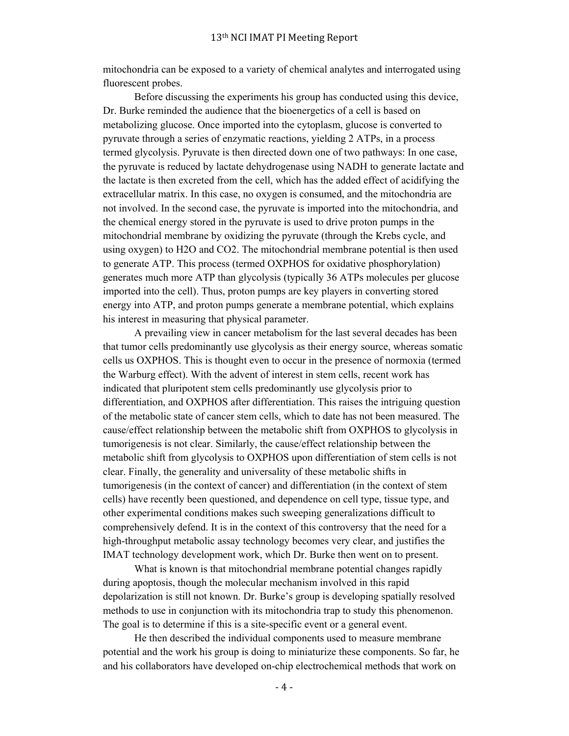mitochondria can be exposed to a variety of chemical analytes and interrogated using fluorescent probes.

Before discussing the experiments his group has conducted using this device, Dr. Burke reminded the audience that the bioenergetics of a cell is based on metabolizing glucose. Once imported into the cytoplasm, glucose is converted to pyruvate through a series of enzymatic reactions, yielding 2 ATPs, in a process termed glycolysis. Pyruvate is then directed down one of two pathways: In one case, the pyruvate is reduced by lactate dehydrogenase using NADH to generate lactate and the lactate is then excreted from the cell, which has the added effect of acidifying the extracellular matrix. In this case, no oxygen is consumed, and the mitochondria are not involved. In the second case, the pyruvate is imported into the mitochondria, and the chemical energy stored in the pyruvate is used to drive proton pumps in the mitochondrial membrane by oxidizing the pyruvate (through the Krebs cycle, and using oxygen) to $H_2O$ and $CO_2$. The mitochondrial membrane potential is then used to generate ATP. This process (termed OXPHOS for oxidative phosphorylation) generates much more ATP than glycolysis (typically 36 ATPs molecules per glucose imported into the cell). Thus, proton pumps are key players in converting stored energy into ATP, and proton pumps generate a membrane potential, which explains his interest in measuring that physical parameter.

A prevailing view in cancer metabolism for the last several decades has been that tumor cells predominantly use glycolysis as their energy source, whereas somatic cells us OXPHOS. This is thought even to occur in the presence of normoxia (termed the Warburg effect). With the advent of interest in stem cells, recent work has indicated that pluripotent stem cells predominantly use glycolysis prior to differentiation, and OXPHOS after differentiation. This raises the intriguing question of the metabolic state of cancer stem cells, which to date has not been measured. The cause/effect relationship between the metabolic shift from OXPHOS to glycolysis in tumorigenesis is not clear. Similarly, the cause/effect relationship between the metabolic shift from glycolysis to OXPHOS upon differentiation of stem cells is not clear. Finally, the generality and universality of these metabolic shifts in tumorigenesis (in the context of cancer) and differentiation (in the context of stem cells) have recently been questioned, and dependence on cell type, tissue type, and other experimental conditions makes such sweeping generalizations difficult to comprehensively defend. It is in the context of this controversy that the need for a high-throughput metabolic assay technology becomes very clear, and justifies the IMAT technology development work, which Dr. Burke then went on to present.

What is known is that mitochondrial membrane potential changes rapidly during apoptosis, though the molecular mechanism involved in this rapid depolarization is still not known. Dr. Burke's group is developing spatially resolved methods to use in conjunction with its mitochondria trap to study this phenomenon. The goal is to determine if this is a site-specific event or a general event.

He then described the individual components used to measure membrane potential and the work his group is doing to miniaturize these components. So far, he and his collaborators have developed on-chip electrochemical methods that work on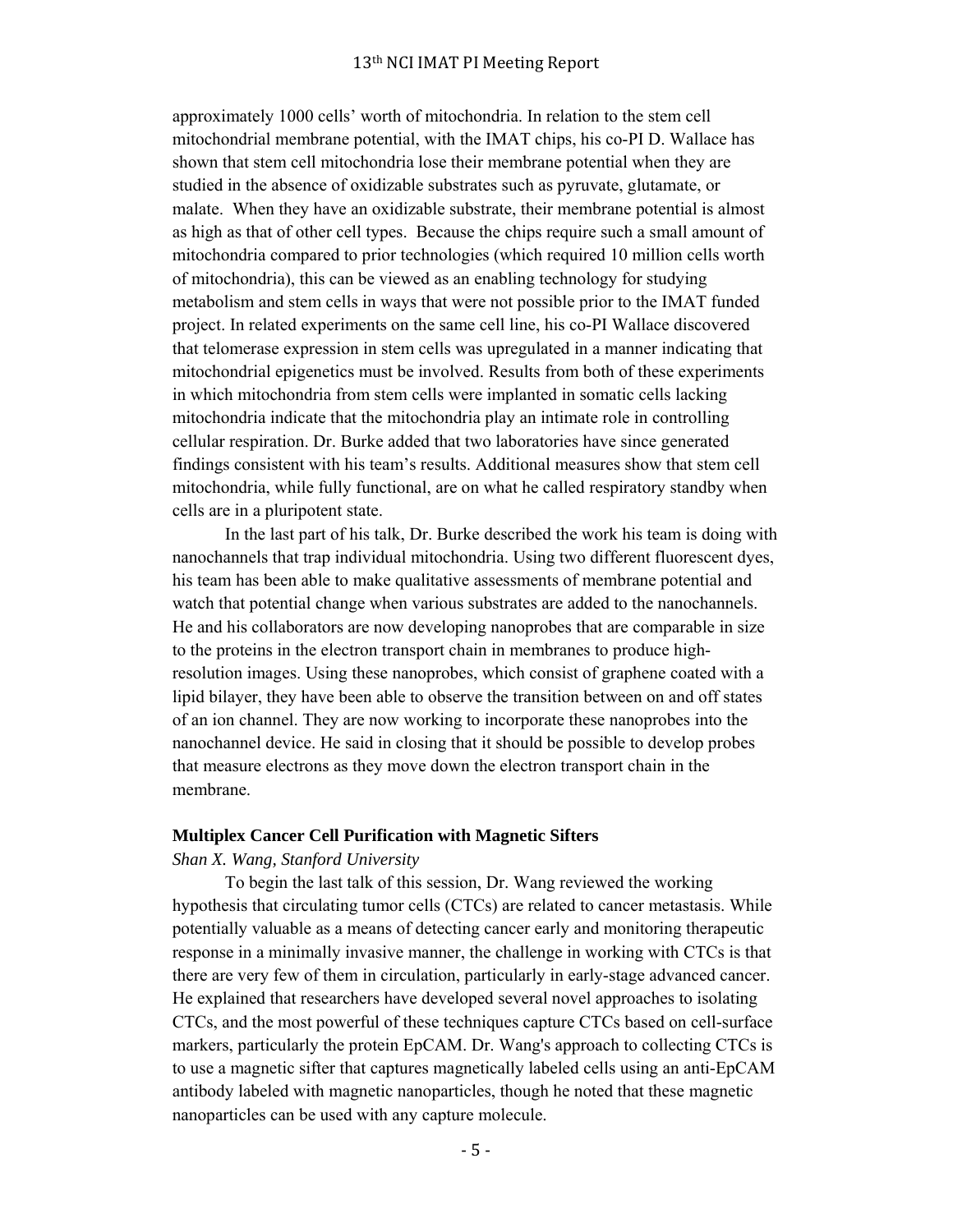approximately 1000 cells' worth of mitochondria. In relation to the stem cell mitochondrial membrane potential, with the IMAT chips, his co-PI D. Wallace has shown that stem cell mitochondria lose their membrane potential when they are studied in the absence of oxidizable substrates such as pyruvate, glutamate, or malate. When they have an oxidizable substrate, their membrane potential is almost as high as that of other cell types. Because the chips require such a small amount of mitochondria compared to prior technologies (which required 10 million cells worth of mitochondria), this can be viewed as an enabling technology for studying metabolism and stem cells in ways that were not possible prior to the IMAT funded project. In related experiments on the same cell line, his co-PI Wallace discovered that telomerase expression in stem cells was upregulated in a manner indicating that mitochondrial epigenetics must be involved. Results from both of these experiments in which mitochondria from stem cells were implanted in somatic cells lacking mitochondria indicate that the mitochondria play an intimate role in controlling cellular respiration. Dr. Burke added that two laboratories have since generated findings consistent with his team's results. Additional measures show that stem cell mitochondria, while fully functional, are on what he called respiratory standby when cells are in a pluripotent state.

In the last part of his talk, Dr. Burke described the work his team is doing with nanochannels that trap individual mitochondria. Using two different fluorescent dyes, his team has been able to make qualitative assessments of membrane potential and watch that potential change when various substrates are added to the nanochannels. He and his collaborators are now developing nanoprobes that are comparable in size to the proteins in the electron transport chain in membranes to produce high-resolution images. Using these nanoprobes, which consist of graphene coated with a lipid bilayer, they have been able to observe the transition between on and off states of an ion channel. They are now working to incorporate these nanoprobes into the nanochannel device. He said in closing that it should be possible to develop probes that measure electrons as they move down the electron transport chain in the membrane.

**Multiplex Cancer Cell Purification with Magnetic Sifters**

*Shan X. Wang, Stanford University*

To begin the last talk of this session, Dr. Wang reviewed the working hypothesis that circulating tumor cells (CTCs) are related to cancer metastasis. While potentially valuable as a means of detecting cancer early and monitoring therapeutic response in a minimally invasive manner, the challenge in working with CTCs is that there are very few of them in circulation, particularly in early-stage advanced cancer. He explained that researchers have developed several novel approaches to isolating CTCs, and the most powerful of these techniques capture CTCs based on cell-surface markers, particularly the protein EpCAM. Dr. Wang's approach to collecting CTCs is to use a magnetic sifter that captures magnetically labeled cells using an anti-EpCAM antibody labeled with magnetic nanoparticles, though he noted that these magnetic nanoparticles can be used with any capture molecule.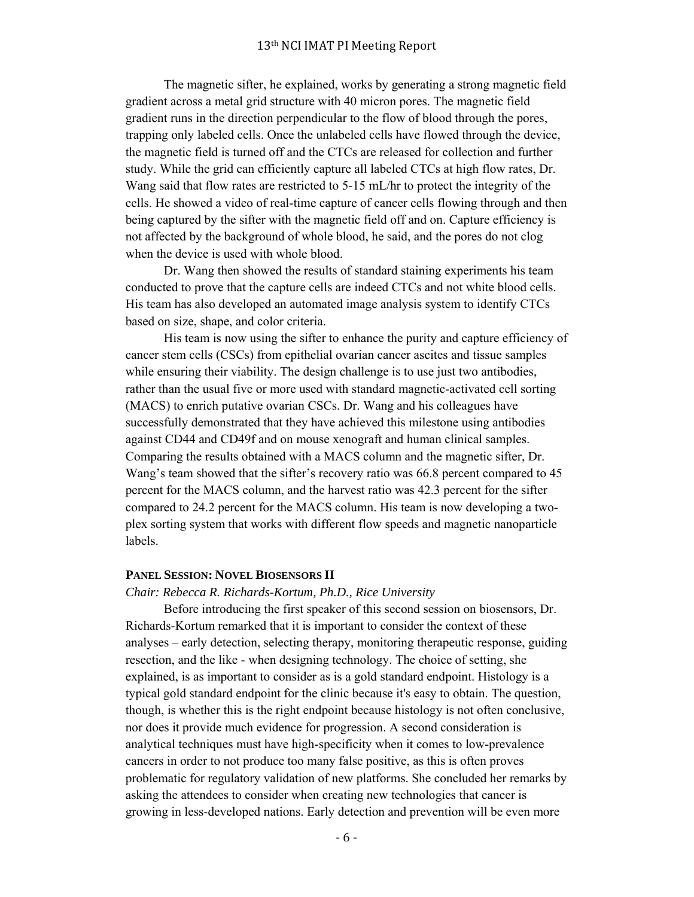The magnetic sifter, he explained, works by generating a strong magnetic field gradient across a metal grid structure with 40 micron pores. The magnetic field gradient runs in the direction perpendicular to the flow of blood through the pores, trapping only labeled cells. Once the unlabeled cells have flowed through the device, the magnetic field is turned off and the CTCs are released for collection and further study. While the grid can efficiently capture all labeled CTCs at high flow rates, Dr. Wang said that flow rates are restricted to 5-15 mL/hr to protect the integrity of the cells. He showed a video of real-time capture of cancer cells flowing through and then being captured by the sifter with the magnetic field off and on. Capture efficiency is not affected by the background of whole blood, he said, and the pores do not clog when the device is used with whole blood.

Dr. Wang then showed the results of standard staining experiments his team conducted to prove that the capture cells are indeed CTCs and not white blood cells. His team has also developed an automated image analysis system to identify CTCs based on size, shape, and color criteria.

His team is now using the sifter to enhance the purity and capture efficiency of cancer stem cells (CSCs) from epithelial ovarian cancer ascites and tissue samples while ensuring their viability. The design challenge is to use just two antibodies, rather than the usual five or more used with standard magnetic-activated cell sorting (MACS) to enrich putative ovarian CSCs. Dr. Wang and his colleagues have successfully demonstrated that they have achieved this milestone using antibodies against CD44 and CD49f and on mouse xenograft and human clinical samples. Comparing the results obtained with a MACS column and the magnetic sifter, Dr. Wang's team showed that the sifter's recovery ratio was 66.8 percent compared to 45 percent for the MACS column, and the harvest ratio was 42.3 percent for the sifter compared to 24.2 percent for the MACS column. His team is now developing a two-plex sorting system that works with different flow speeds and magnetic nanoparticle labels.

## Panel Session: Novel Biosensors II

*Chair: Rebecca R. Richards-Kortum, Ph.D., Rice University*

Before introducing the first speaker of this second session on biosensors, Dr. Richards-Kortum remarked that it is important to consider the context of these analyses – early detection, selecting therapy, monitoring therapeutic response, guiding resection, and the like - when designing technology. The choice of setting, she explained, is as important to consider as is a gold standard endpoint. Histology is a typical gold standard endpoint for the clinic because it's easy to obtain. The question, though, is whether this is the right endpoint because histology is not often conclusive, nor does it provide much evidence for progression. A second consideration is analytical techniques must have high-specificity when it comes to low-prevalence cancers in order to not produce too many false positive, as this is often proves problematic for regulatory validation of new platforms. She concluded her remarks by asking the attendees to consider when creating new technologies that cancer is growing in less-developed nations. Early detection and prevention will be even more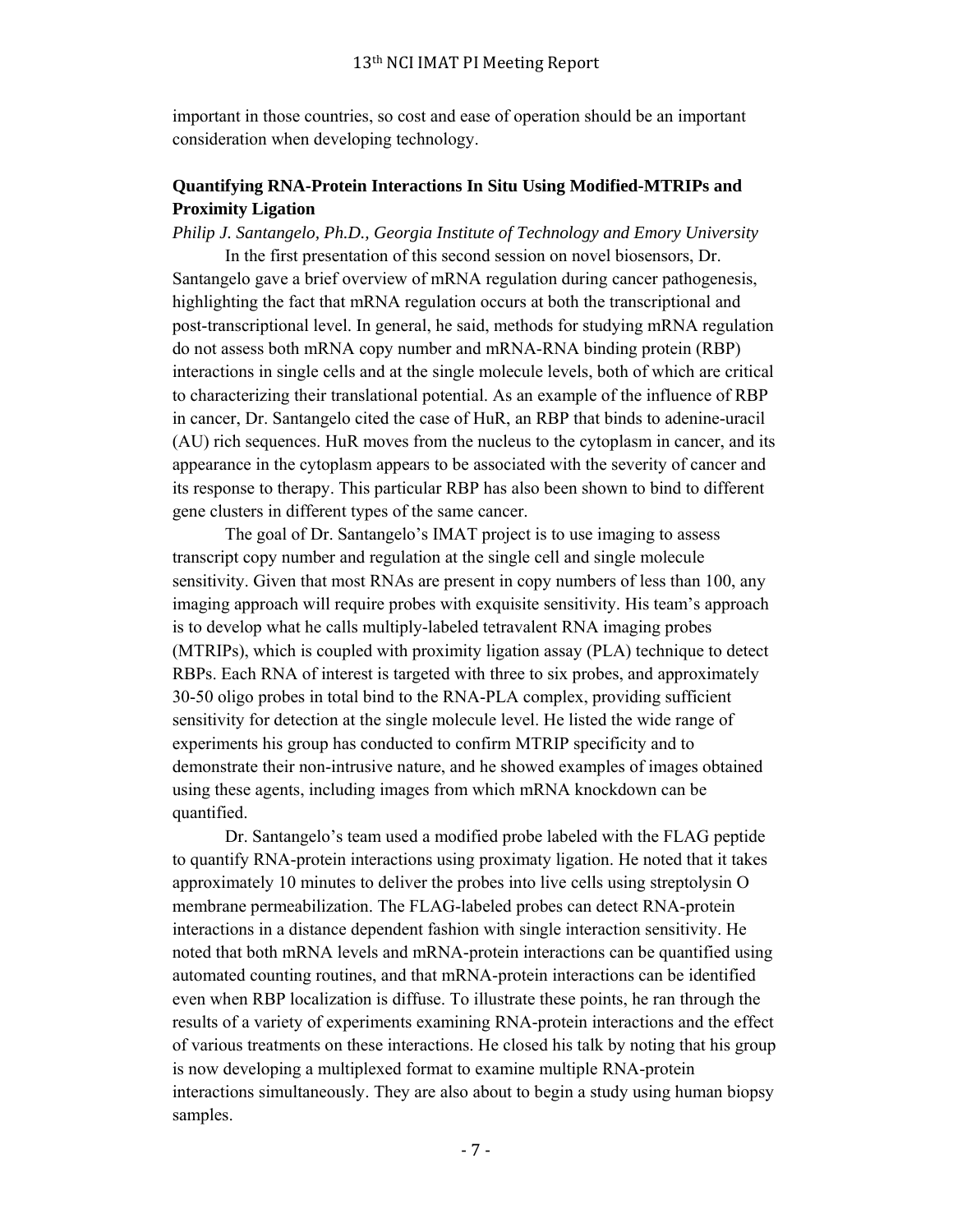important in those countries, so cost and ease of operation should be an important consideration when developing technology.

### Quantifying RNA-Protein Interactions In Situ Using Modified-MTRIPs and Proximity Ligation

*Philip J. Santangelo, Ph.D., Georgia Institute of Technology and Emory University*

In the first presentation of this second session on novel biosensors, Dr. Santangelo gave a brief overview of mRNA regulation during cancer pathogenesis, highlighting the fact that mRNA regulation occurs at both the transcriptional and post-transcriptional level. In general, he said, methods for studying mRNA regulation do not assess both mRNA copy number and mRNA-RNA binding protein (RBP) interactions in single cells and at the single molecule levels, both of which are critical to characterizing their translational potential. As an example of the influence of RBP in cancer, Dr. Santangelo cited the case of HuR, an RBP that binds to adenine-uracil (AU) rich sequences. HuR moves from the nucleus to the cytoplasm in cancer, and its appearance in the cytoplasm appears to be associated with the severity of cancer and its response to therapy. This particular RBP has also been shown to bind to different gene clusters in different types of the same cancer.

The goal of Dr. Santangelo's IMAT project is to use imaging to assess transcript copy number and regulation at the single cell and single molecule sensitivity. Given that most RNAs are present in copy numbers of less than 100, any imaging approach will require probes with exquisite sensitivity. His team's approach is to develop what he calls multiply-labeled tetravalent RNA imaging probes (MTRIPs), which is coupled with proximity ligation assay (PLA) technique to detect RBPs. Each RNA of interest is targeted with three to six probes, and approximately 30-50 oligo probes in total bind to the RNA-PLA complex, providing sufficient sensitivity for detection at the single molecule level. He listed the wide range of experiments his group has conducted to confirm MTRIP specificity and to demonstrate their non-intrusive nature, and he showed examples of images obtained using these agents, including images from which mRNA knockdown can be quantified.

Dr. Santangelo's team used a modified probe labeled with the FLAG peptide to quantify RNA-protein interactions using proximaty ligation. He noted that it takes approximately 10 minutes to deliver the probes into live cells using streptolysin O membrane permeabilization. The FLAG-labeled probes can detect RNA-protein interactions in a distance dependent fashion with single interaction sensitivity. He noted that both mRNA levels and mRNA-protein interactions can be quantified using automated counting routines, and that mRNA-protein interactions can be identified even when RBP localization is diffuse. To illustrate these points, he ran through the results of a variety of experiments examining RNA-protein interactions and the effect of various treatments on these interactions. He closed his talk by noting that his group is now developing a multiplexed format to examine multiple RNA-protein interactions simultaneously. They are also about to begin a study using human biopsy samples.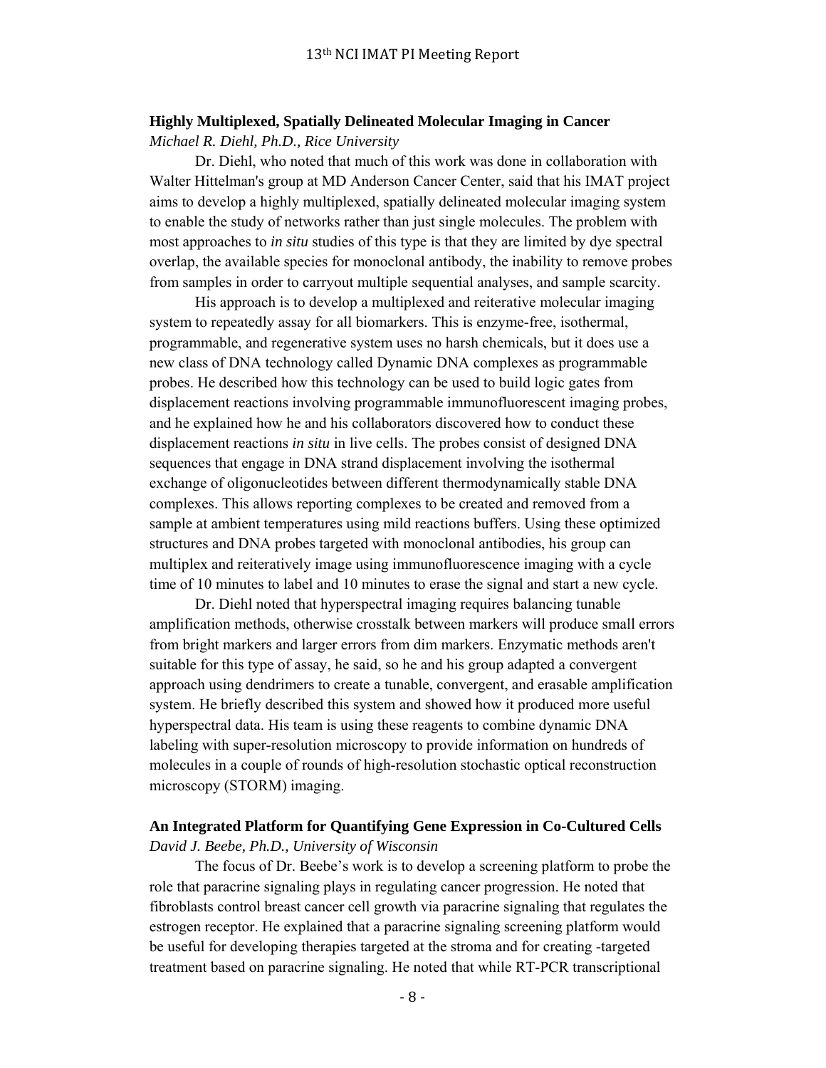**Highly Multiplexed, Spatially Delineated Molecular Imaging in Cancer**
*Michael R. Diehl, Ph.D., Rice University*

Dr. Diehl, who noted that much of this work was done in collaboration with Walter Hittelman's group at MD Anderson Cancer Center, said that his IMAT project aims to develop a highly multiplexed, spatially delineated molecular imaging system to enable the study of networks rather than just single molecules. The problem with most approaches to *in situ* studies of this type is that they are limited by dye spectral overlap, the available species for monoclonal antibody, the inability to remove probes from samples in order to carryout multiple sequential analyses, and sample scarcity.

His approach is to develop a multiplexed and reiterative molecular imaging system to repeatedly assay for all biomarkers. This is enzyme-free, isothermal, programmable, and regenerative system uses no harsh chemicals, but it does use a new class of DNA technology called Dynamic DNA complexes as programmable probes. He described how this technology can be used to build logic gates from displacement reactions involving programmable immunofluorescent imaging probes, and he explained how he and his collaborators discovered how to conduct these displacement reactions *in situ* in live cells. The probes consist of designed DNA sequences that engage in DNA strand displacement involving the isothermal exchange of oligonucleotides between different thermodynamically stable DNA complexes. This allows reporting complexes to be created and removed from a sample at ambient temperatures using mild reactions buffers. Using these optimized structures and DNA probes targeted with monoclonal antibodies, his group can multiplex and reiteratively image using immunofluorescence imaging with a cycle time of 10 minutes to label and 10 minutes to erase the signal and start a new cycle.

Dr. Diehl noted that hyperspectral imaging requires balancing tunable amplification methods, otherwise crosstalk between markers will produce small errors from bright markers and larger errors from dim markers. Enzymatic methods aren't suitable for this type of assay, he said, so he and his group adapted a convergent approach using dendrimers to create a tunable, convergent, and erasable amplification system. He briefly described this system and showed how it produced more useful hyperspectral data. His team is using these reagents to combine dynamic DNA labeling with super-resolution microscopy to provide information on hundreds of molecules in a couple of rounds of high-resolution stochastic optical reconstruction microscopy (STORM) imaging.

**An Integrated Platform for Quantifying Gene Expression in Co-Cultured Cells**
*David J. Beebe, Ph.D., University of Wisconsin*

The focus of Dr. Beebe's work is to develop a screening platform to probe the role that paracrine signaling plays in regulating cancer progression. He noted that fibroblasts control breast cancer cell growth via paracrine signaling that regulates the estrogen receptor. He explained that a paracrine signaling screening platform would be useful for developing therapies targeted at the stroma and for creating -targeted treatment based on paracrine signaling. He noted that while RT-PCR transcriptional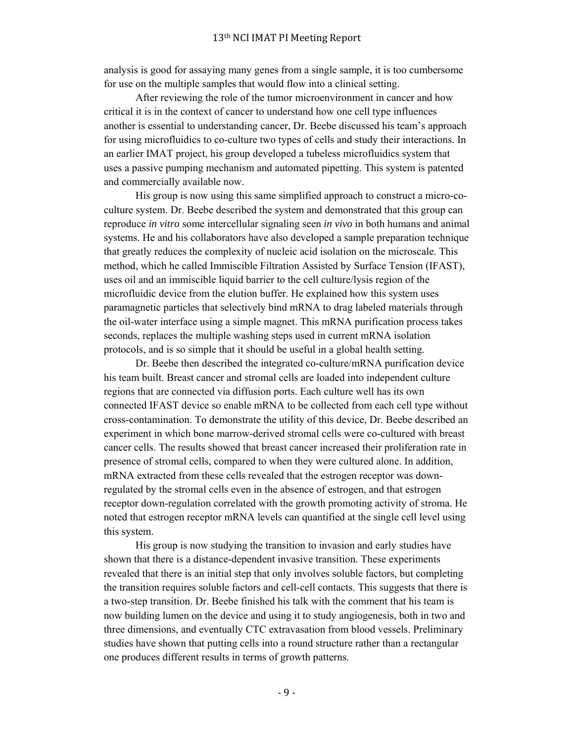analysis is good for assaying many genes from a single sample, it is too cumbersome for use on the multiple samples that would flow into a clinical setting.

After reviewing the role of the tumor microenvironment in cancer and how critical it is in the context of cancer to understand how one cell type influences another is essential to understanding cancer, Dr. Beebe discussed his team's approach for using microfluidics to co-culture two types of cells and study their interactions. In an earlier IMAT project, his group developed a tubeless microfluidics system that uses a passive pumping mechanism and automated pipetting. This system is patented and commercially available now.

His group is now using this same simplified approach to construct a micro-co-culture system. Dr. Beebe described the system and demonstrated that this group can reproduce *in vitro* some intercellular signaling seen *in vivo* in both humans and animal systems. He and his collaborators have also developed a sample preparation technique that greatly reduces the complexity of nucleic acid isolation on the microscale. This method, which he called Immiscible Filtration Assisted by Surface Tension (IFAST), uses oil and an immiscible liquid barrier to the cell culture/lysis region of the microfluidic device from the elution buffer. He explained how this system uses paramagnetic particles that selectively bind mRNA to drag labeled materials through the oil-water interface using a simple magnet. This mRNA purification process takes seconds, replaces the multiple washing steps used in current mRNA isolation protocols, and is so simple that it should be useful in a global health setting.

Dr. Beebe then described the integrated co-culture/mRNA purification device his team built. Breast cancer and stromal cells are loaded into independent culture regions that are connected via diffusion ports. Each culture well has its own connected IFAST device so enable mRNA to be collected from each cell type without cross-contamination. To demonstrate the utility of this device, Dr. Beebe described an experiment in which bone marrow-derived stromal cells were co-cultured with breast cancer cells. The results showed that breast cancer increased their proliferation rate in presence of stromal cells, compared to when they were cultured alone. In addition, mRNA extracted from these cells revealed that the estrogen receptor was down-regulated by the stromal cells even in the absence of estrogen, and that estrogen receptor down-regulation correlated with the growth promoting activity of stroma. He noted that estrogen receptor mRNA levels can quantified at the single cell level using this system.

His group is now studying the transition to invasion and early studies have shown that there is a distance-dependent invasive transition. These experiments revealed that there is an initial step that only involves soluble factors, but completing the transition requires soluble factors and cell-cell contacts. This suggests that there is a two-step transition. Dr. Beebe finished his talk with the comment that his team is now building lumen on the device and using it to study angiogenesis, both in two and three dimensions, and eventually CTC extravasation from blood vessels. Preliminary studies have shown that putting cells into a round structure rather than a rectangular one produces different results in terms of growth patterns.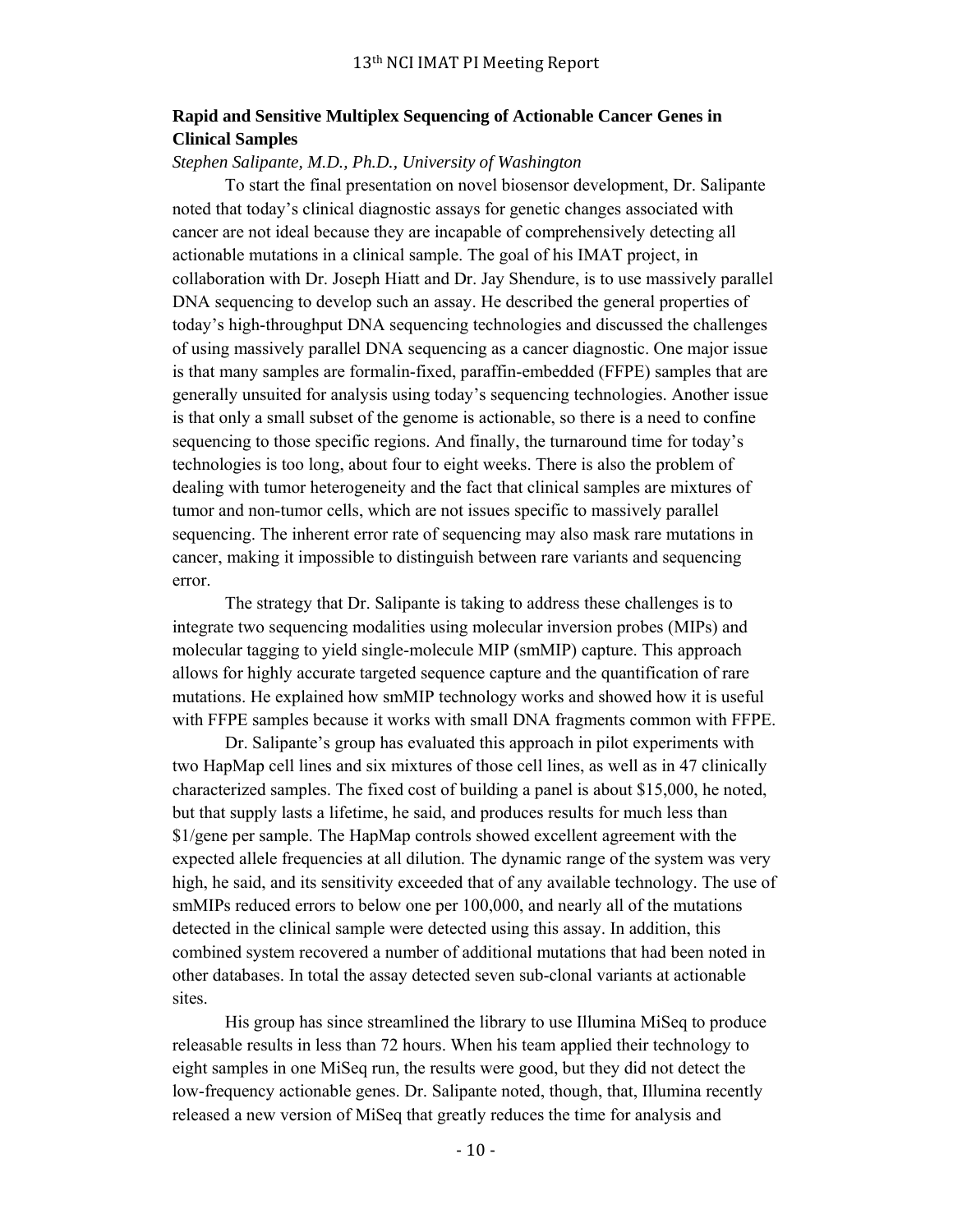**Rapid and Sensitive Multiplex Sequencing of Actionable Cancer Genes in Clinical Samples**

*Stephen Salipante, M.D., Ph.D., University of Washington*

To start the final presentation on novel biosensor development, Dr. Salipante noted that today's clinical diagnostic assays for genetic changes associated with cancer are not ideal because they are incapable of comprehensively detecting all actionable mutations in a clinical sample. The goal of his IMAT project, in collaboration with Dr. Joseph Hiatt and Dr. Jay Shendure, is to use massively parallel DNA sequencing to develop such an assay. He described the general properties of today's high-throughput DNA sequencing technologies and discussed the challenges of using massively parallel DNA sequencing as a cancer diagnostic. One major issue is that many samples are formalin-fixed, paraffin-embedded (FFPE) samples that are generally unsuited for analysis using today's sequencing technologies. Another issue is that only a small subset of the genome is actionable, so there is a need to confine sequencing to those specific regions. And finally, the turnaround time for today's technologies is too long, about four to eight weeks. There is also the problem of dealing with tumor heterogeneity and the fact that clinical samples are mixtures of tumor and non-tumor cells, which are not issues specific to massively parallel sequencing. The inherent error rate of sequencing may also mask rare mutations in cancer, making it impossible to distinguish between rare variants and sequencing error.

The strategy that Dr. Salipante is taking to address these challenges is to integrate two sequencing modalities using molecular inversion probes (MIPs) and molecular tagging to yield single-molecule MIP (smMIP) capture. This approach allows for highly accurate targeted sequence capture and the quantification of rare mutations. He explained how smMIP technology works and showed how it is useful with FFPE samples because it works with small DNA fragments common with FFPE.

Dr. Salipante's group has evaluated this approach in pilot experiments with two HapMap cell lines and six mixtures of those cell lines, as well as in 47 clinically characterized samples. The fixed cost of building a panel is about $15,000, he noted, but that supply lasts a lifetime, he said, and produces results for much less than $1/gene per sample. The HapMap controls showed excellent agreement with the expected allele frequencies at all dilution. The dynamic range of the system was very high, he said, and its sensitivity exceeded that of any available technology. The use of smMIPs reduced errors to below one per 100,000, and nearly all of the mutations detected in the clinical sample were detected using this assay. In addition, this combined system recovered a number of additional mutations that had been noted in other databases. In total the assay detected seven sub-clonal variants at actionable sites.

His group has since streamlined the library to use Illumina MiSeq to produce releasable results in less than 72 hours. When his team applied their technology to eight samples in one MiSeq run, the results were good, but they did not detect the low-frequency actionable genes. Dr. Salipante noted, though, that, Illumina recently released a new version of MiSeq that greatly reduces the time for analysis and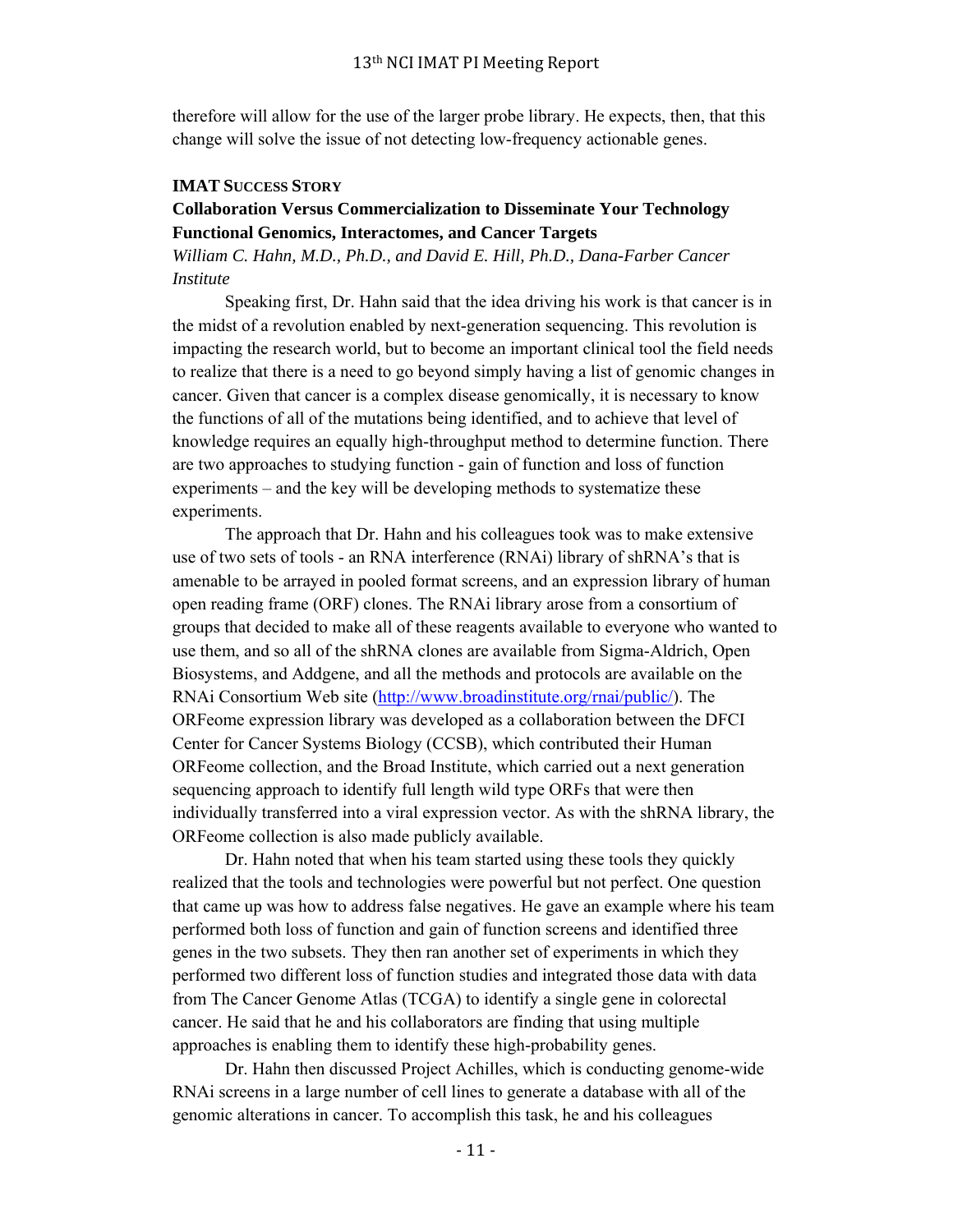therefore will allow for the use of the larger probe library. He expects, then, that this change will solve the issue of not detecting low-frequency actionable genes.

### IMAT Success Story

### Collaboration Versus Commercialization to Disseminate Your Technology Functional Genomics, Interactomes, and Cancer Targets

*William C. Hahn, M.D., Ph.D., and David E. Hill, Ph.D., Dana-Farber Cancer Institute*

Speaking first, Dr. Hahn said that the idea driving his work is that cancer is in the midst of a revolution enabled by next-generation sequencing. This revolution is impacting the research world, but to become an important clinical tool the field needs to realize that there is a need to go beyond simply having a list of genomic changes in cancer. Given that cancer is a complex disease genomically, it is necessary to know the functions of all of the mutations being identified, and to achieve that level of knowledge requires an equally high-throughput method to determine function. There are two approaches to studying function - gain of function and loss of function experiments – and the key will be developing methods to systematize these experiments.

The approach that Dr. Hahn and his colleagues took was to make extensive use of two sets of tools - an RNA interference (RNAi) library of shRNA's that is amenable to be arrayed in pooled format screens, and an expression library of human open reading frame (ORF) clones. The RNAi library arose from a consortium of groups that decided to make all of these reagents available to everyone who wanted to use them, and so all of the shRNA clones are available from Sigma-Aldrich, Open Biosystems, and Addgene, and all the methods and protocols are available on the RNAi Consortium Web site (http://www.broadinstitute.org/rnai/public/). The ORFeome expression library was developed as a collaboration between the DFCI Center for Cancer Systems Biology (CCSB), which contributed their Human ORFeome collection, and the Broad Institute, which carried out a next generation sequencing approach to identify full length wild type ORFs that were then individually transferred into a viral expression vector. As with the shRNA library, the ORFeome collection is also made publicly available.

Dr. Hahn noted that when his team started using these tools they quickly realized that the tools and technologies were powerful but not perfect. One question that came up was how to address false negatives. He gave an example where his team performed both loss of function and gain of function screens and identified three genes in the two subsets. They then ran another set of experiments in which they performed two different loss of function studies and integrated those data with data from The Cancer Genome Atlas (TCGA) to identify a single gene in colorectal cancer. He said that he and his collaborators are finding that using multiple approaches is enabling them to identify these high-probability genes.

Dr. Hahn then discussed Project Achilles, which is conducting genome-wide RNAi screens in a large number of cell lines to generate a database with all of the genomic alterations in cancer. To accomplish this task, he and his colleagues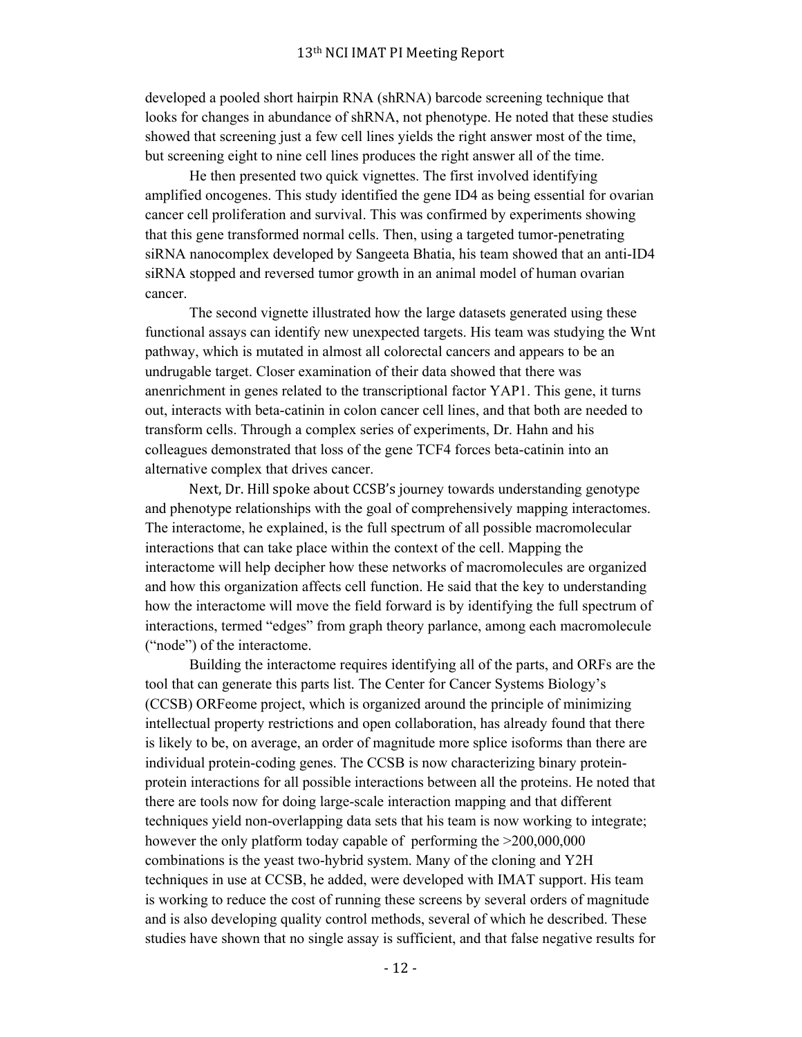developed a pooled short hairpin RNA (shRNA) barcode screening technique that looks for changes in abundance of shRNA, not phenotype. He noted that these studies showed that screening just a few cell lines yields the right answer most of the time, but screening eight to nine cell lines produces the right answer all of the time.

He then presented two quick vignettes. The first involved identifying amplified oncogenes. This study identified the gene ID4 as being essential for ovarian cancer cell proliferation and survival. This was confirmed by experiments showing that this gene transformed normal cells. Then, using a targeted tumor-penetrating siRNA nanocomplex developed by Sangeeta Bhatia, his team showed that an anti-ID4 siRNA stopped and reversed tumor growth in an animal model of human ovarian cancer.

The second vignette illustrated how the large datasets generated using these functional assays can identify new unexpected targets. His team was studying the Wnt pathway, which is mutated in almost all colorectal cancers and appears to be an undrugable target. Closer examination of their data showed that there was anenrichment in genes related to the transcriptional factor YAP1. This gene, it turns out, interacts with beta-catinin in colon cancer cell lines, and that both are needed to transform cells. Through a complex series of experiments, Dr. Hahn and his colleagues demonstrated that loss of the gene TCF4 forces beta-catinin into an alternative complex that drives cancer.

Next, Dr. Hill spoke about CCSB's journey towards understanding genotype and phenotype relationships with the goal of comprehensively mapping interactomes. The interactome, he explained, is the full spectrum of all possible macromolecular interactions that can take place within the context of the cell. Mapping the interactome will help decipher how these networks of macromolecules are organized and how this organization affects cell function. He said that the key to understanding how the interactome will move the field forward is by identifying the full spectrum of interactions, termed "edges" from graph theory parlance, among each macromolecule ("node") of the interactome.

Building the interactome requires identifying all of the parts, and ORFs are the tool that can generate this parts list. The Center for Cancer Systems Biology's (CCSB) ORFeome project, which is organized around the principle of minimizing intellectual property restrictions and open collaboration, has already found that there is likely to be, on average, an order of magnitude more splice isoforms than there are individual protein-coding genes. The CCSB is now characterizing binary protein-protein interactions for all possible interactions between all the proteins. He noted that there are tools now for doing large-scale interaction mapping and that different techniques yield non-overlapping data sets that his team is now working to integrate; however the only platform today capable of performing the >200,000,000 combinations is the yeast two-hybrid system. Many of the cloning and Y2H techniques in use at CCSB, he added, were developed with IMAT support. His team is working to reduce the cost of running these screens by several orders of magnitude and is also developing quality control methods, several of which he described. These studies have shown that no single assay is sufficient, and that false negative results for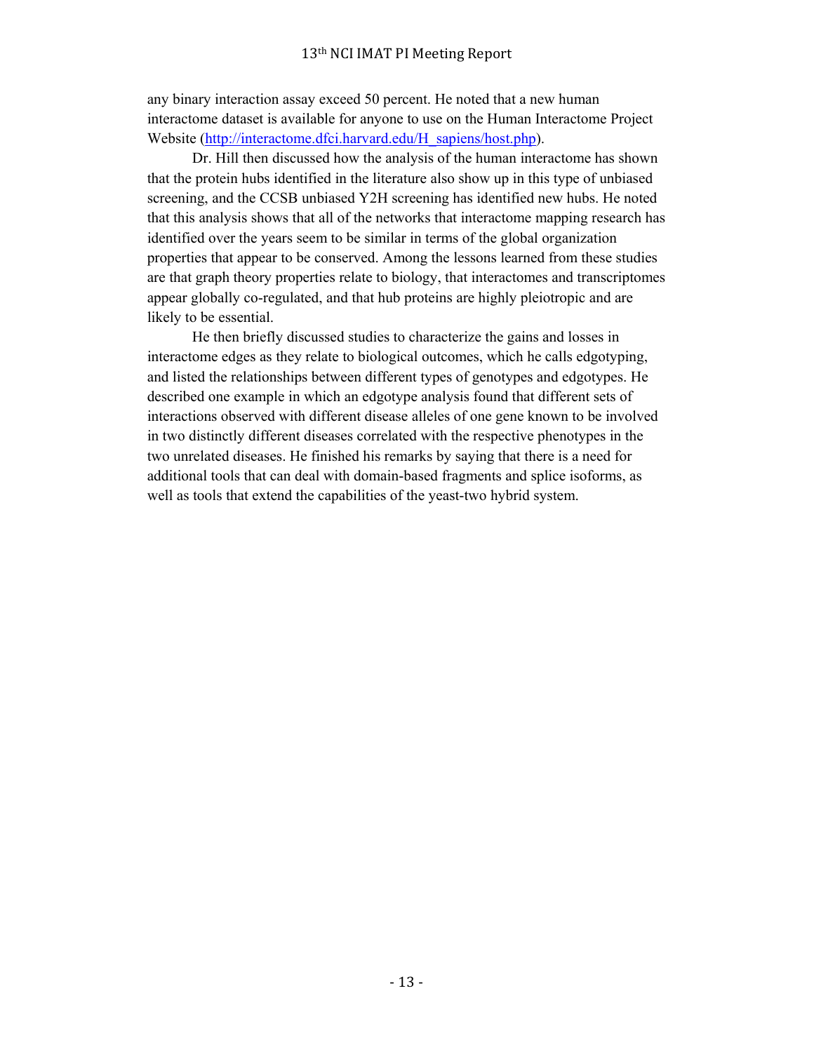any binary interaction assay exceed 50 percent. He noted that a new human interactome dataset is available for anyone to use on the Human Interactome Project Website ([http://interactome.dfci.harvard.edu/H_sapiens/host.php](http://interactome.dfci.harvard.edu/H_sapiens/host.php)).

Dr. Hill then discussed how the analysis of the human interactome has shown that the protein hubs identified in the literature also show up in this type of unbiased screening, and the CCSB unbiased Y2H screening has identified new hubs. He noted that this analysis shows that all of the networks that interactome mapping research has identified over the years seem to be similar in terms of the global organization properties that appear to be conserved. Among the lessons learned from these studies are that graph theory properties relate to biology, that interactomes and transcriptomes appear globally co-regulated, and that hub proteins are highly pleiotropic and are likely to be essential.

He then briefly discussed studies to characterize the gains and losses in interactome edges as they relate to biological outcomes, which he calls edgotyping, and listed the relationships between different types of genotypes and edgotypes. He described one example in which an edgotype analysis found that different sets of interactions observed with different disease alleles of one gene known to be involved in two distinctly different diseases correlated with the respective phenotypes in the two unrelated diseases. He finished his remarks by saying that there is a need for additional tools that can deal with domain-based fragments and splice isoforms, as well as tools that extend the capabilities of the yeast-two hybrid system.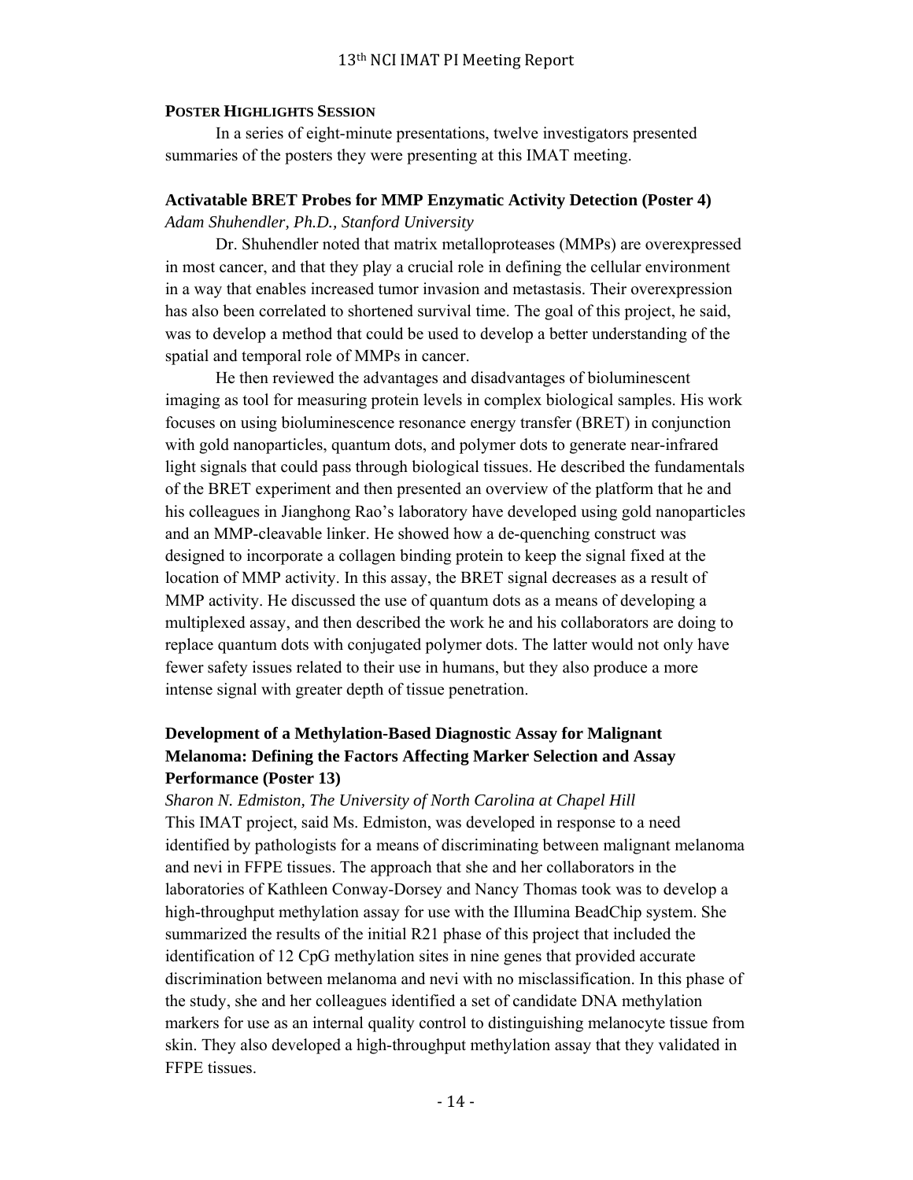**POSTER HIGHLIGHTS SESSION**

In a series of eight-minute presentations, twelve investigators presented summaries of the posters they were presenting at this IMAT meeting.

**Activatable BRET Probes for MMP Enzymatic Activity Detection (Poster 4)**

*Adam Shuhendler, Ph.D., Stanford University*

Dr. Shuhendler noted that matrix metalloproteases (MMPs) are overexpressed in most cancer, and that they play a crucial role in defining the cellular environment in a way that enables increased tumor invasion and metastasis. Their overexpression has also been correlated to shortened survival time. The goal of this project, he said, was to develop a method that could be used to develop a better understanding of the spatial and temporal role of MMPs in cancer.

He then reviewed the advantages and disadvantages of bioluminescent imaging as tool for measuring protein levels in complex biological samples. His work focuses on using bioluminescence resonance energy transfer (BRET) in conjunction with gold nanoparticles, quantum dots, and polymer dots to generate near-infrared light signals that could pass through biological tissues. He described the fundamentals of the BRET experiment and then presented an overview of the platform that he and his colleagues in Jianghong Rao's laboratory have developed using gold nanoparticles and an MMP-cleavable linker. He showed how a de-quenching construct was designed to incorporate a collagen binding protein to keep the signal fixed at the location of MMP activity. In this assay, the BRET signal decreases as a result of MMP activity. He discussed the use of quantum dots as a means of developing a multiplexed assay, and then described the work he and his collaborators are doing to replace quantum dots with conjugated polymer dots. The latter would not only have fewer safety issues related to their use in humans, but they also produce a more intense signal with greater depth of tissue penetration.

**Development of a Methylation-Based Diagnostic Assay for Malignant Melanoma: Defining the Factors Affecting Marker Selection and Assay Performance (Poster 13)**

*Sharon N. Edmiston, The University of North Carolina at Chapel Hill*

This IMAT project, said Ms. Edmiston, was developed in response to a need identified by pathologists for a means of discriminating between malignant melanoma and nevi in FFPE tissues. The approach that she and her collaborators in the laboratories of Kathleen Conway-Dorsey and Nancy Thomas took was to develop a high-throughput methylation assay for use with the Illumina BeadChip system. She summarized the results of the initial R21 phase of this project that included the identification of 12 CpG methylation sites in nine genes that provided accurate discrimination between melanoma and nevi with no misclassification. In this phase of the study, she and her colleagues identified a set of candidate DNA methylation markers for use as an internal quality control to distinguishing melanocyte tissue from skin. They also developed a high-throughput methylation assay that they validated in FFPE tissues.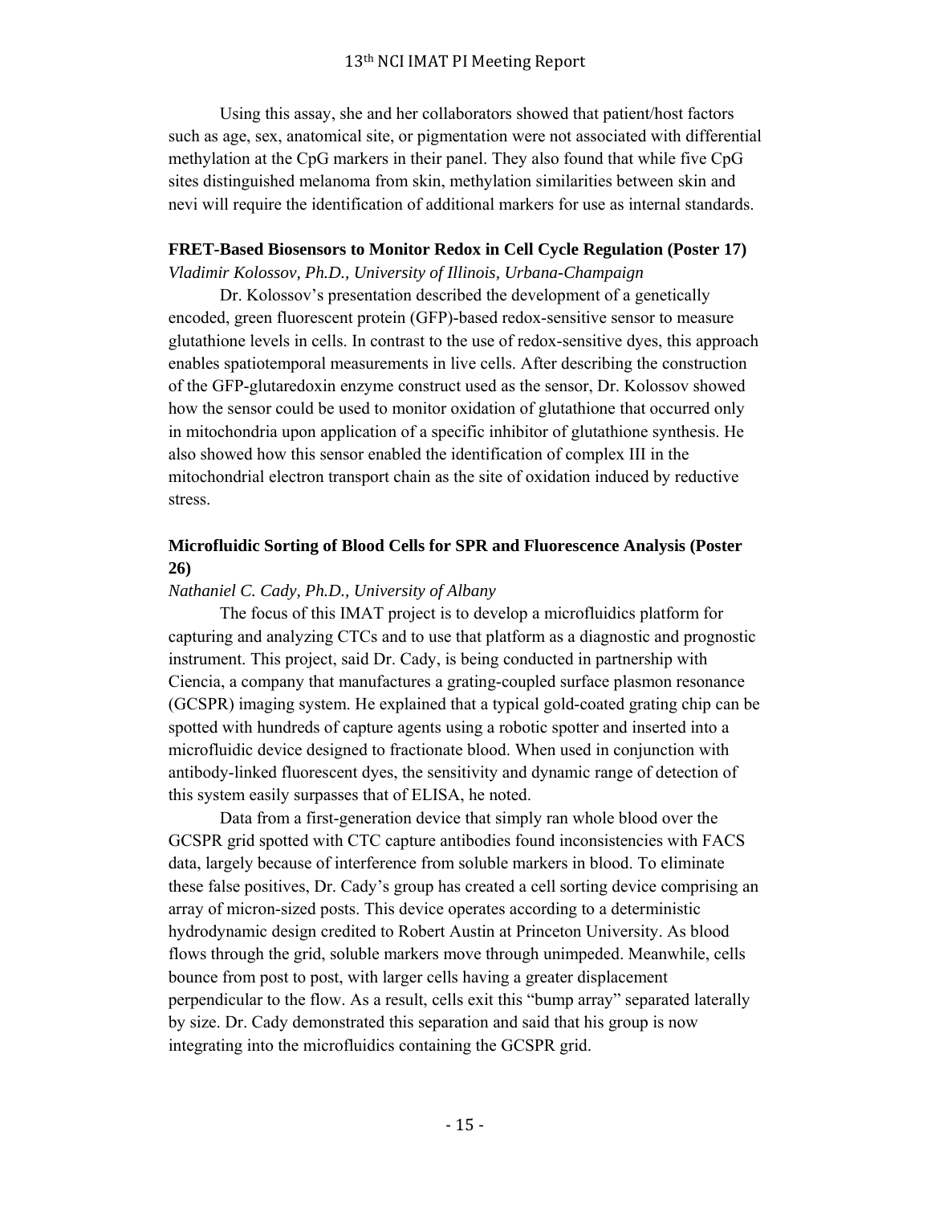Using this assay, she and her collaborators showed that patient/host factors such as age, sex, anatomical site, or pigmentation were not associated with differential methylation at the CpG markers in their panel. They also found that while five CpG sites distinguished melanoma from skin, methylation similarities between skin and nevi will require the identification of additional markers for use as internal standards.

**FRET-Based Biosensors to Monitor Redox in Cell Cycle Regulation (Poster 17)**

*Vladimir Kolossov, Ph.D., University of Illinois, Urbana-Champaign*

Dr. Kolossov's presentation described the development of a genetically encoded, green fluorescent protein (GFP)-based redox-sensitive sensor to measure glutathione levels in cells. In contrast to the use of redox-sensitive dyes, this approach enables spatiotemporal measurements in live cells. After describing the construction of the GFP-glutaredoxin enzyme construct used as the sensor, Dr. Kolossov showed how the sensor could be used to monitor oxidation of glutathione that occurred only in mitochondria upon application of a specific inhibitor of glutathione synthesis. He also showed how this sensor enabled the identification of complex III in the mitochondrial electron transport chain as the site of oxidation induced by reductive stress.

**Microfluidic Sorting of Blood Cells for SPR and Fluorescence Analysis (Poster 26)**

*Nathaniel C. Cady, Ph.D., University of Albany*

The focus of this IMAT project is to develop a microfluidics platform for capturing and analyzing CTCs and to use that platform as a diagnostic and prognostic instrument. This project, said Dr. Cady, is being conducted in partnership with Ciencia, a company that manufactures a grating-coupled surface plasmon resonance (GCSPR) imaging system. He explained that a typical gold-coated grating chip can be spotted with hundreds of capture agents using a robotic spotter and inserted into a microfluidic device designed to fractionate blood. When used in conjunction with antibody-linked fluorescent dyes, the sensitivity and dynamic range of detection of this system easily surpasses that of ELISA, he noted.

Data from a first-generation device that simply ran whole blood over the GCSPR grid spotted with CTC capture antibodies found inconsistencies with FACS data, largely because of interference from soluble markers in blood. To eliminate these false positives, Dr. Cady's group has created a cell sorting device comprising an array of micron-sized posts. This device operates according to a deterministic hydrodynamic design credited to Robert Austin at Princeton University. As blood flows through the grid, soluble markers move through unimpeded. Meanwhile, cells bounce from post to post, with larger cells having a greater displacement perpendicular to the flow. As a result, cells exit this "bump array" separated laterally by size. Dr. Cady demonstrated this separation and said that his group is now integrating into the microfluidics containing the GCSPR grid.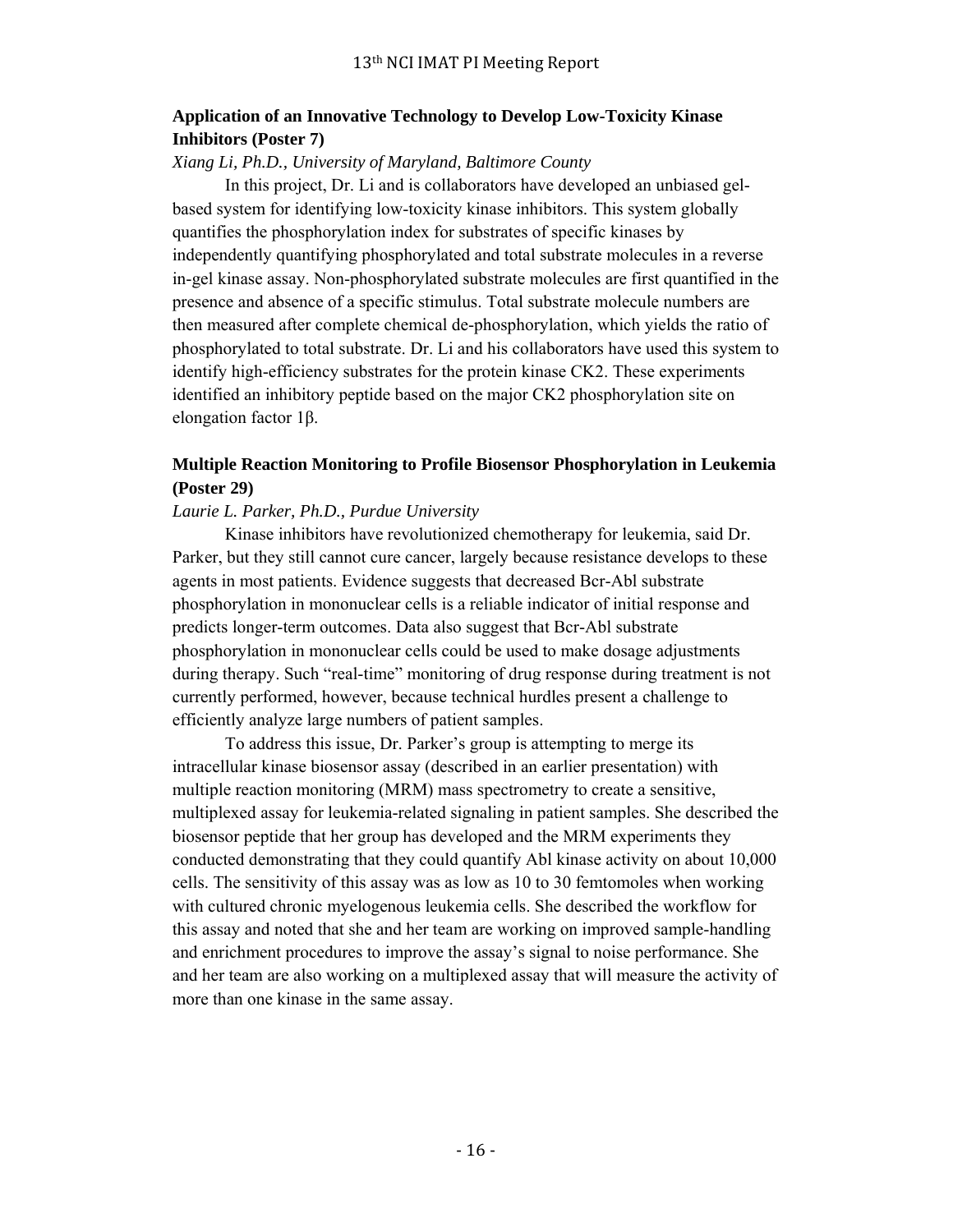### Application of an Innovative Technology to Develop Low-Toxicity Kinase Inhibitors (Poster 7)

*Xiang Li, Ph.D., University of Maryland, Baltimore County*

In this project, Dr. Li and is collaborators have developed an unbiased gel-based system for identifying low-toxicity kinase inhibitors. This system globally quantifies the phosphorylation index for substrates of specific kinases by independently quantifying phosphorylated and total substrate molecules in a reverse in-gel kinase assay. Non-phosphorylated substrate molecules are first quantified in the presence and absence of a specific stimulus. Total substrate molecule numbers are then measured after complete chemical de-phosphorylation, which yields the ratio of phosphorylated to total substrate. Dr. Li and his collaborators have used this system to identify high-efficiency substrates for the protein kinase CK2. These experiments identified an inhibitory peptide based on the major CK2 phosphorylation site on elongation factor 1β.

### Multiple Reaction Monitoring to Profile Biosensor Phosphorylation in Leukemia (Poster 29)

*Laurie L. Parker, Ph.D., Purdue University*

Kinase inhibitors have revolutionized chemotherapy for leukemia, said Dr. Parker, but they still cannot cure cancer, largely because resistance develops to these agents in most patients. Evidence suggests that decreased Bcr-Abl substrate phosphorylation in mononuclear cells is a reliable indicator of initial response and predicts longer-term outcomes. Data also suggest that Bcr-Abl substrate phosphorylation in mononuclear cells could be used to make dosage adjustments during therapy. Such "real-time" monitoring of drug response during treatment is not currently performed, however, because technical hurdles present a challenge to efficiently analyze large numbers of patient samples.

To address this issue, Dr. Parker's group is attempting to merge its intracellular kinase biosensor assay (described in an earlier presentation) with multiple reaction monitoring (MRM) mass spectrometry to create a sensitive, multiplexed assay for leukemia-related signaling in patient samples. She described the biosensor peptide that her group has developed and the MRM experiments they conducted demonstrating that they could quantify Abl kinase activity on about 10,000 cells. The sensitivity of this assay was as low as 10 to 30 femtomoles when working with cultured chronic myelogenous leukemia cells. She described the workflow for this assay and noted that she and her team are working on improved sample-handling and enrichment procedures to improve the assay's signal to noise performance. She and her team are also working on a multiplexed assay that will measure the activity of more than one kinase in the same assay.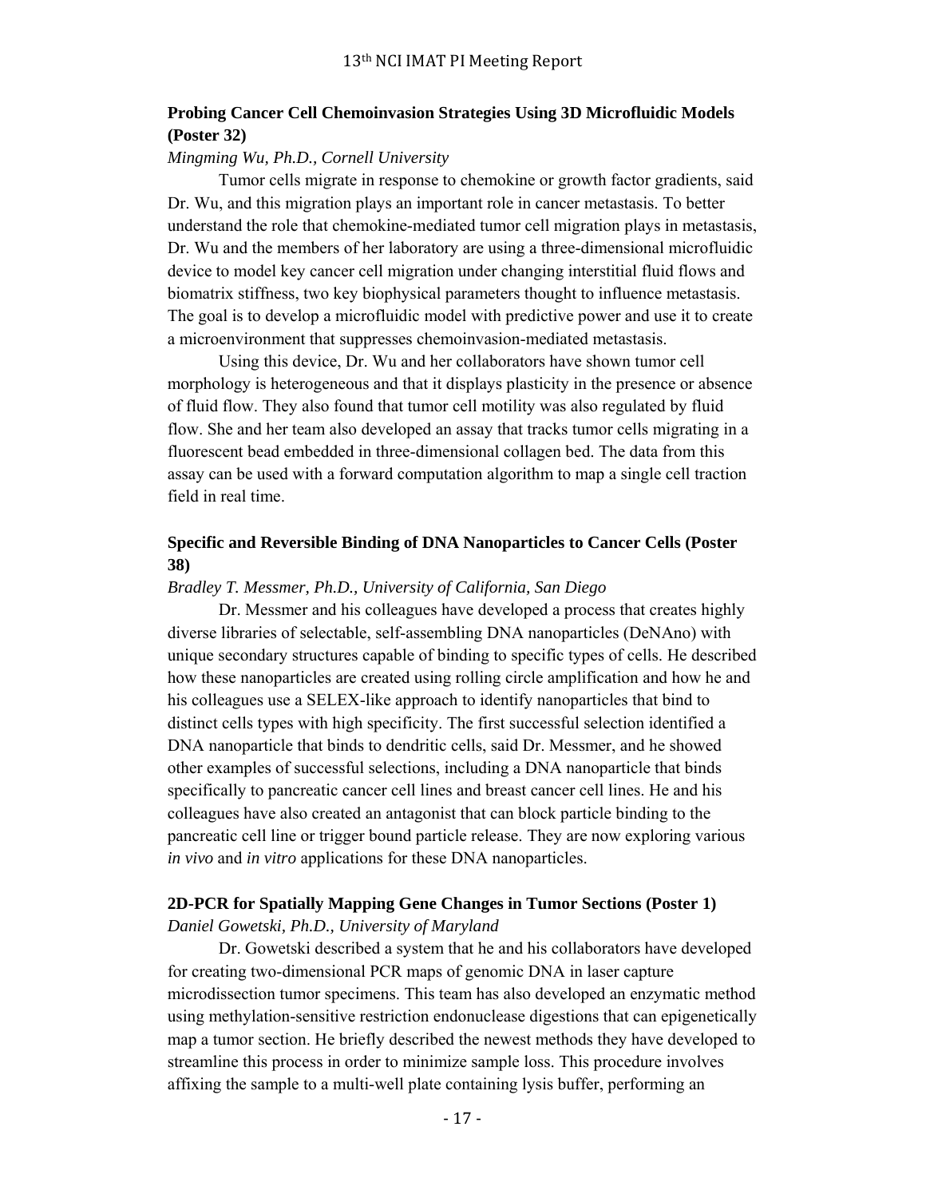### Probing Cancer Cell Chemoinvasion Strategies Using 3D Microfluidic Models (Poster 32)

*Mingming Wu, Ph.D., Cornell University*

Tumor cells migrate in response to chemokine or growth factor gradients, said Dr. Wu, and this migration plays an important role in cancer metastasis. To better understand the role that chemokine-mediated tumor cell migration plays in metastasis, Dr. Wu and the members of her laboratory are using a three-dimensional microfluidic device to model key cancer cell migration under changing interstitial fluid flows and biomatrix stiffness, two key biophysical parameters thought to influence metastasis. The goal is to develop a microfluidic model with predictive power and use it to create a microenvironment that suppresses chemoinvasion-mediated metastasis.

Using this device, Dr. Wu and her collaborators have shown tumor cell morphology is heterogeneous and that it displays plasticity in the presence or absence of fluid flow. They also found that tumor cell motility was also regulated by fluid flow. She and her team also developed an assay that tracks tumor cells migrating in a fluorescent bead embedded in three-dimensional collagen bed. The data from this assay can be used with a forward computation algorithm to map a single cell traction field in real time.

### Specific and Reversible Binding of DNA Nanoparticles to Cancer Cells (Poster 38)

*Bradley T. Messmer, Ph.D., University of California, San Diego*

Dr. Messmer and his colleagues have developed a process that creates highly diverse libraries of selectable, self-assembling DNA nanoparticles (DeNAno) with unique secondary structures capable of binding to specific types of cells. He described how these nanoparticles are created using rolling circle amplification and how he and his colleagues use a SELEX-like approach to identify nanoparticles that bind to distinct cells types with high specificity. The first successful selection identified a DNA nanoparticle that binds to dendritic cells, said Dr. Messmer, and he showed other examples of successful selections, including a DNA nanoparticle that binds specifically to pancreatic cancer cell lines and breast cancer cell lines. He and his colleagues have also created an antagonist that can block particle binding to the pancreatic cell line or trigger bound particle release. They are now exploring various *in vivo* and *in vitro* applications for these DNA nanoparticles.

### 2D-PCR for Spatially Mapping Gene Changes in Tumor Sections (Poster 1)

*Daniel Gowetski, Ph.D., University of Maryland*

Dr. Gowetski described a system that he and his collaborators have developed for creating two-dimensional PCR maps of genomic DNA in laser capture microdissection tumor specimens. This team has also developed an enzymatic method using methylation-sensitive restriction endonuclease digestions that can epigenetically map a tumor section. He briefly described the newest methods they have developed to streamline this process in order to minimize sample loss. This procedure involves affixing the sample to a multi-well plate containing lysis buffer, performing an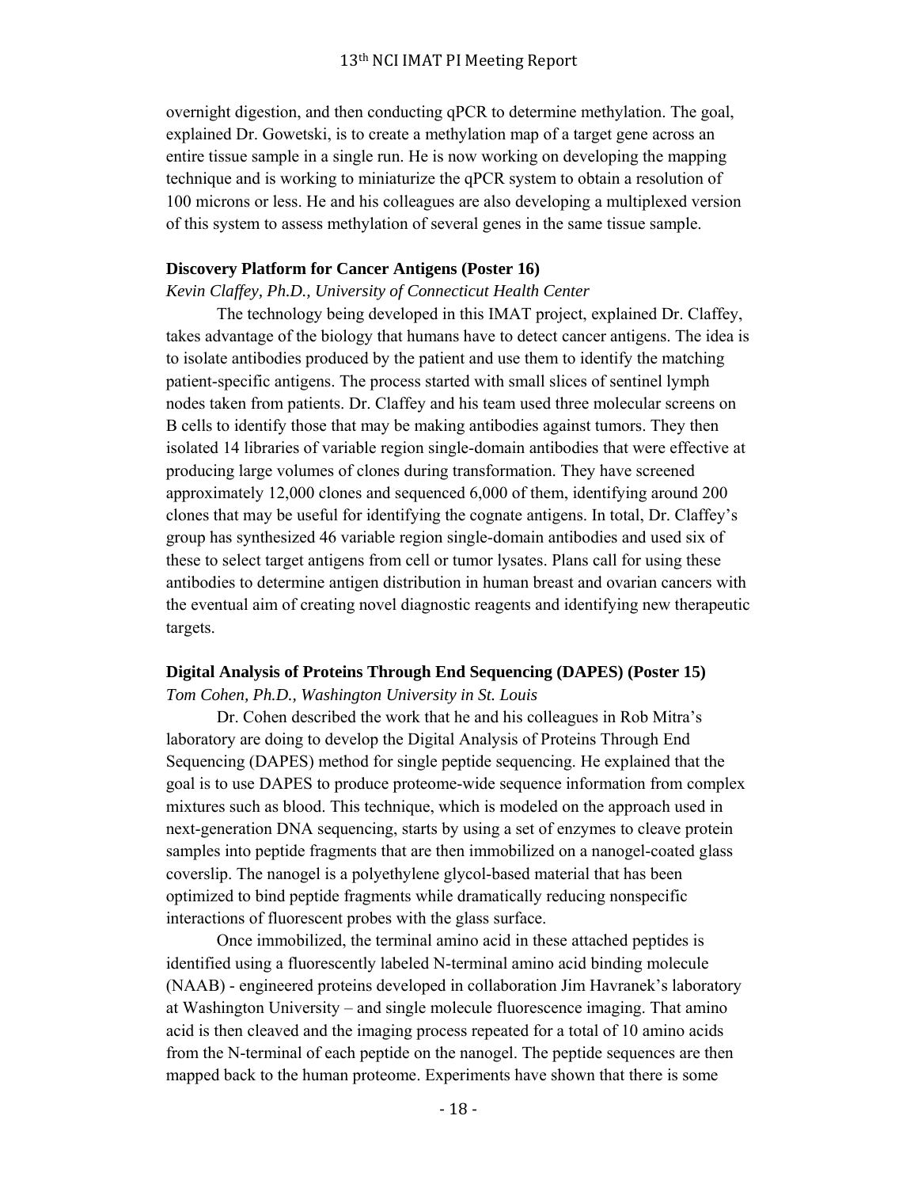overnight digestion, and then conducting qPCR to determine methylation. The goal, explained Dr. Gowetski, is to create a methylation map of a target gene across an entire tissue sample in a single run. He is now working on developing the mapping technique and is working to miniaturize the qPCR system to obtain a resolution of 100 microns or less. He and his colleagues are also developing a multiplexed version of this system to assess methylation of several genes in the same tissue sample.

**Discovery Platform for Cancer Antigens (Poster 16)**

*Kevin Claffey, Ph.D., University of Connecticut Health Center*

The technology being developed in this IMAT project, explained Dr. Claffey, takes advantage of the biology that humans have to detect cancer antigens. The idea is to isolate antibodies produced by the patient and use them to identify the matching patient-specific antigens. The process started with small slices of sentinel lymph nodes taken from patients. Dr. Claffey and his team used three molecular screens on B cells to identify those that may be making antibodies against tumors. They then isolated 14 libraries of variable region single-domain antibodies that were effective at producing large volumes of clones during transformation. They have screened approximately 12,000 clones and sequenced 6,000 of them, identifying around 200 clones that may be useful for identifying the cognate antigens. In total, Dr. Claffey's group has synthesized 46 variable region single-domain antibodies and used six of these to select target antigens from cell or tumor lysates. Plans call for using these antibodies to determine antigen distribution in human breast and ovarian cancers with the eventual aim of creating novel diagnostic reagents and identifying new therapeutic targets.

**Digital Analysis of Proteins Through End Sequencing (DAPES) (Poster 15)**

*Tom Cohen, Ph.D., Washington University in St. Louis*

Dr. Cohen described the work that he and his colleagues in Rob Mitra's laboratory are doing to develop the Digital Analysis of Proteins Through End Sequencing (DAPES) method for single peptide sequencing. He explained that the goal is to use DAPES to produce proteome-wide sequence information from complex mixtures such as blood. This technique, which is modeled on the approach used in next-generation DNA sequencing, starts by using a set of enzymes to cleave protein samples into peptide fragments that are then immobilized on a nanogel-coated glass coverslip. The nanogel is a polyethylene glycol-based material that has been optimized to bind peptide fragments while dramatically reducing nonspecific interactions of fluorescent probes with the glass surface.

Once immobilized, the terminal amino acid in these attached peptides is identified using a fluorescently labeled N-terminal amino acid binding molecule (NAAB) - engineered proteins developed in collaboration Jim Havranek's laboratory at Washington University – and single molecule fluorescence imaging. That amino acid is then cleaved and the imaging process repeated for a total of 10 amino acids from the N-terminal of each peptide on the nanogel. The peptide sequences are then mapped back to the human proteome. Experiments have shown that there is some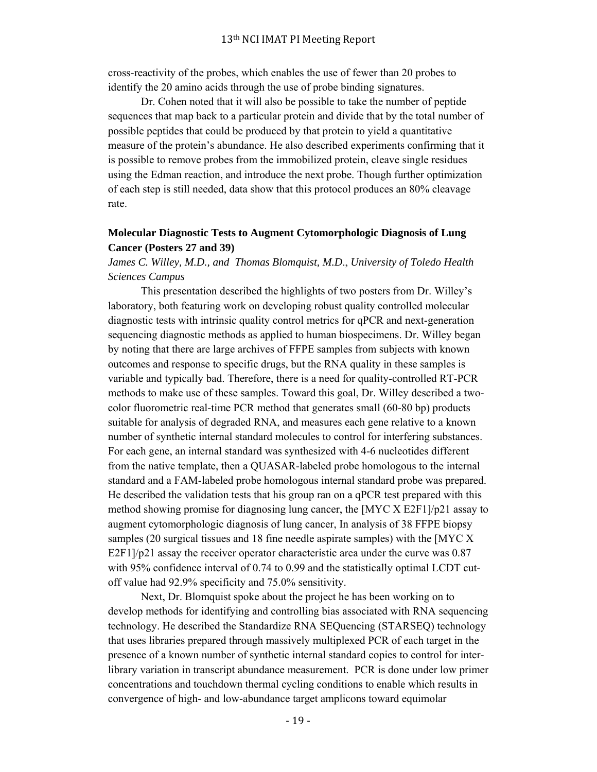cross-reactivity of the probes, which enables the use of fewer than 20 probes to identify the 20 amino acids through the use of probe binding signatures.

Dr. Cohen noted that it will also be possible to take the number of peptide sequences that map back to a particular protein and divide that by the total number of possible peptides that could be produced by that protein to yield a quantitative measure of the protein's abundance. He also described experiments confirming that it is possible to remove probes from the immobilized protein, cleave single residues using the Edman reaction, and introduce the next probe. Though further optimization of each step is still needed, data show that this protocol produces an 80% cleavage rate.

### Molecular Diagnostic Tests to Augment Cytomorphologic Diagnosis of Lung Cancer (Posters 27 and 39)

*James C. Willey, M.D., and Thomas Blomquist, M.D., University of Toledo Health Sciences Campus*

This presentation described the highlights of two posters from Dr. Willey's laboratory, both featuring work on developing robust quality controlled molecular diagnostic tests with intrinsic quality control metrics for qPCR and next-generation sequencing diagnostic methods as applied to human biospecimens. Dr. Willey began by noting that there are large archives of FFPE samples from subjects with known outcomes and response to specific drugs, but the RNA quality in these samples is variable and typically bad. Therefore, there is a need for quality-controlled RT-PCR methods to make use of these samples. Toward this goal, Dr. Willey described a two-color fluorometric real-time PCR method that generates small (60-80 bp) products suitable for analysis of degraded RNA, and measures each gene relative to a known number of synthetic internal standard molecules to control for interfering substances. For each gene, an internal standard was synthesized with 4-6 nucleotides different from the native template, then a QUASAR-labeled probe homologous to the internal standard and a FAM-labeled probe homologous internal standard probe was prepared. He described the validation tests that his group ran on a qPCR test prepared with this method showing promise for diagnosing lung cancer, the [MYC X E2F1]/p21 assay to augment cytomorphologic diagnosis of lung cancer, In analysis of 38 FFPE biopsy samples (20 surgical tissues and 18 fine needle aspirate samples) with the [MYC X E2F1]/p21 assay the receiver operator characteristic area under the curve was 0.87 with 95% confidence interval of 0.74 to 0.99 and the statistically optimal LCDT cut-off value had 92.9% specificity and 75.0% sensitivity.

Next, Dr. Blomquist spoke about the project he has been working on to develop methods for identifying and controlling bias associated with RNA sequencing technology. He described the Standardize RNA SEQuencing (STARSEQ) technology that uses libraries prepared through massively multiplexed PCR of each target in the presence of a known number of synthetic internal standard copies to control for inter-library variation in transcript abundance measurement. PCR is done under low primer concentrations and touchdown thermal cycling conditions to enable which results in convergence of high- and low-abundance target amplicons toward equimolar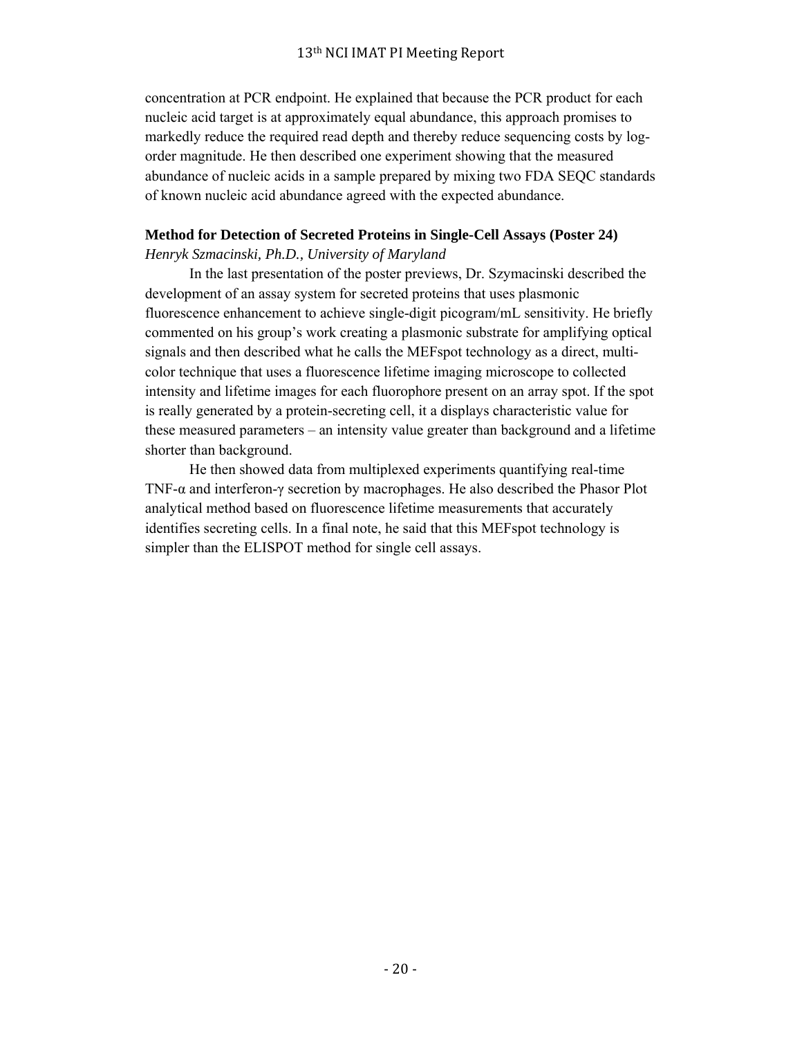concentration at PCR endpoint. He explained that because the PCR product for each nucleic acid target is at approximately equal abundance, this approach promises to markedly reduce the required read depth and thereby reduce sequencing costs by log-order magnitude. He then described one experiment showing that the measured abundance of nucleic acids in a sample prepared by mixing two FDA SEQC standards of known nucleic acid abundance agreed with the expected abundance.

**Method for Detection of Secreted Proteins in Single-Cell Assays (Poster 24)**
*Henryk Szmacinski, Ph.D., University of Maryland*

In the last presentation of the poster previews, Dr. Szymacinski described the development of an assay system for secreted proteins that uses plasmonic fluorescence enhancement to achieve single-digit picogram/mL sensitivity. He briefly commented on his group's work creating a plasmonic substrate for amplifying optical signals and then described what he calls the MEFspot technology as a direct, multi-color technique that uses a fluorescence lifetime imaging microscope to collected intensity and lifetime images for each fluorophore present on an array spot. If the spot is really generated by a protein-secreting cell, it a displays characteristic value for these measured parameters – an intensity value greater than background and a lifetime shorter than background.

He then showed data from multiplexed experiments quantifying real-time TNF-α and interferon-γ secretion by macrophages. He also described the Phasor Plot analytical method based on fluorescence lifetime measurements that accurately identifies secreting cells. In a final note, he said that this MEFspot technology is simpler than the ELISPOT method for single cell assays.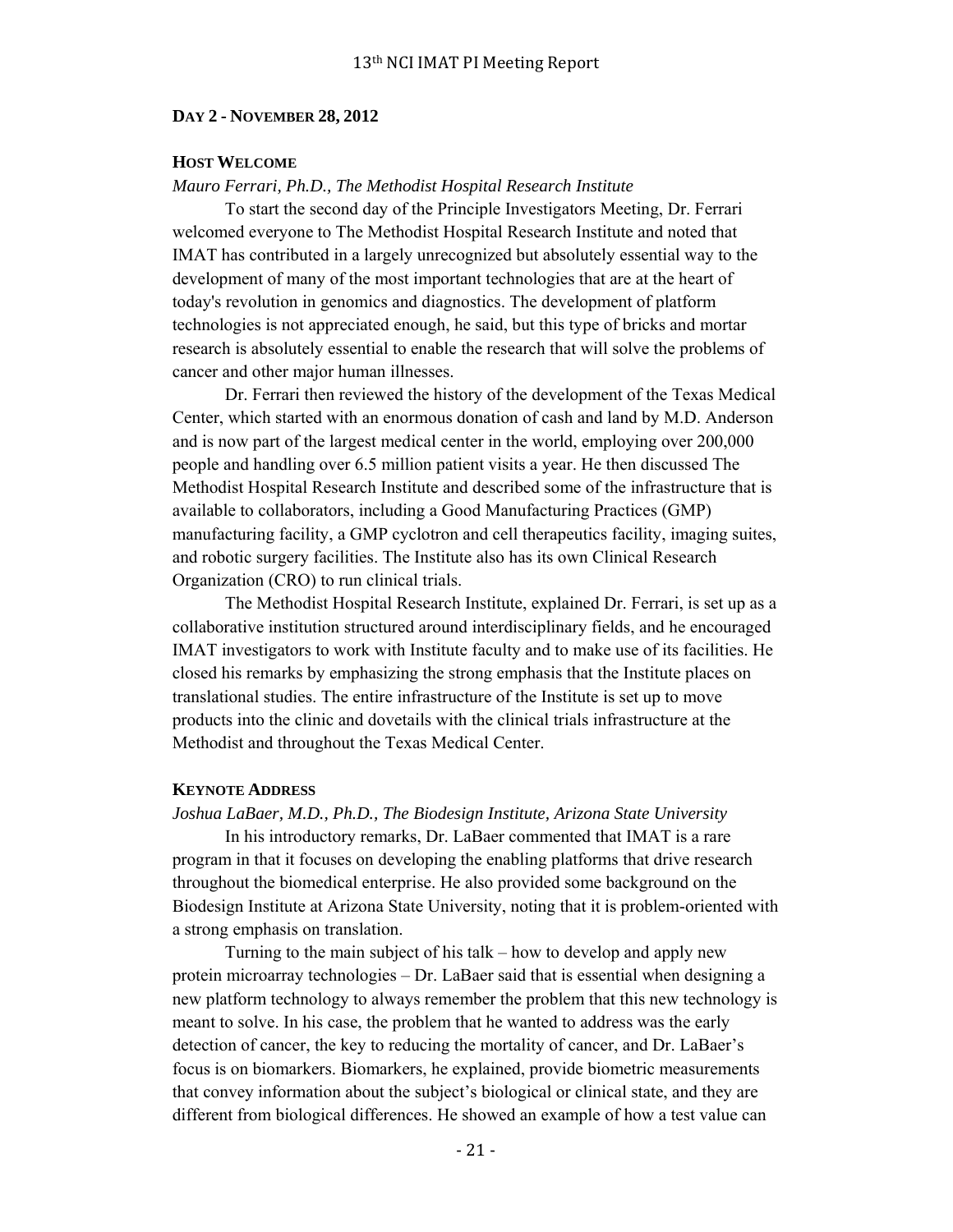## Day 2 - November 28, 2012

### Host Welcome

*Mauro Ferrari, Ph.D., The Methodist Hospital Research Institute*

To start the second day of the Principle Investigators Meeting, Dr. Ferrari welcomed everyone to The Methodist Hospital Research Institute and noted that IMAT has contributed in a largely unrecognized but absolutely essential way to the development of many of the most important technologies that are at the heart of today's revolution in genomics and diagnostics. The development of platform technologies is not appreciated enough, he said, but this type of bricks and mortar research is absolutely essential to enable the research that will solve the problems of cancer and other major human illnesses.

Dr. Ferrari then reviewed the history of the development of the Texas Medical Center, which started with an enormous donation of cash and land by M.D. Anderson and is now part of the largest medical center in the world, employing over 200,000 people and handling over 6.5 million patient visits a year. He then discussed The Methodist Hospital Research Institute and described some of the infrastructure that is available to collaborators, including a Good Manufacturing Practices (GMP) manufacturing facility, a GMP cyclotron and cell therapeutics facility, imaging suites, and robotic surgery facilities. The Institute also has its own Clinical Research Organization (CRO) to run clinical trials.

The Methodist Hospital Research Institute, explained Dr. Ferrari, is set up as a collaborative institution structured around interdisciplinary fields, and he encouraged IMAT investigators to work with Institute faculty and to make use of its facilities. He closed his remarks by emphasizing the strong emphasis that the Institute places on translational studies. The entire infrastructure of the Institute is set up to move products into the clinic and dovetails with the clinical trials infrastructure at the Methodist and throughout the Texas Medical Center.

### Keynote Address

*Joshua LaBaer, M.D., Ph.D., The Biodesign Institute, Arizona State University*

In his introductory remarks, Dr. LaBaer commented that IMAT is a rare program in that it focuses on developing the enabling platforms that drive research throughout the biomedical enterprise. He also provided some background on the Biodesign Institute at Arizona State University, noting that it is problem-oriented with a strong emphasis on translation.

Turning to the main subject of his talk – how to develop and apply new protein microarray technologies – Dr. LaBaer said that is essential when designing a new platform technology to always remember the problem that this new technology is meant to solve. In his case, the problem that he wanted to address was the early detection of cancer, the key to reducing the mortality of cancer, and Dr. LaBaer's focus is on biomarkers. Biomarkers, he explained, provide biometric measurements that convey information about the subject's biological or clinical state, and they are different from biological differences. He showed an example of how a test value can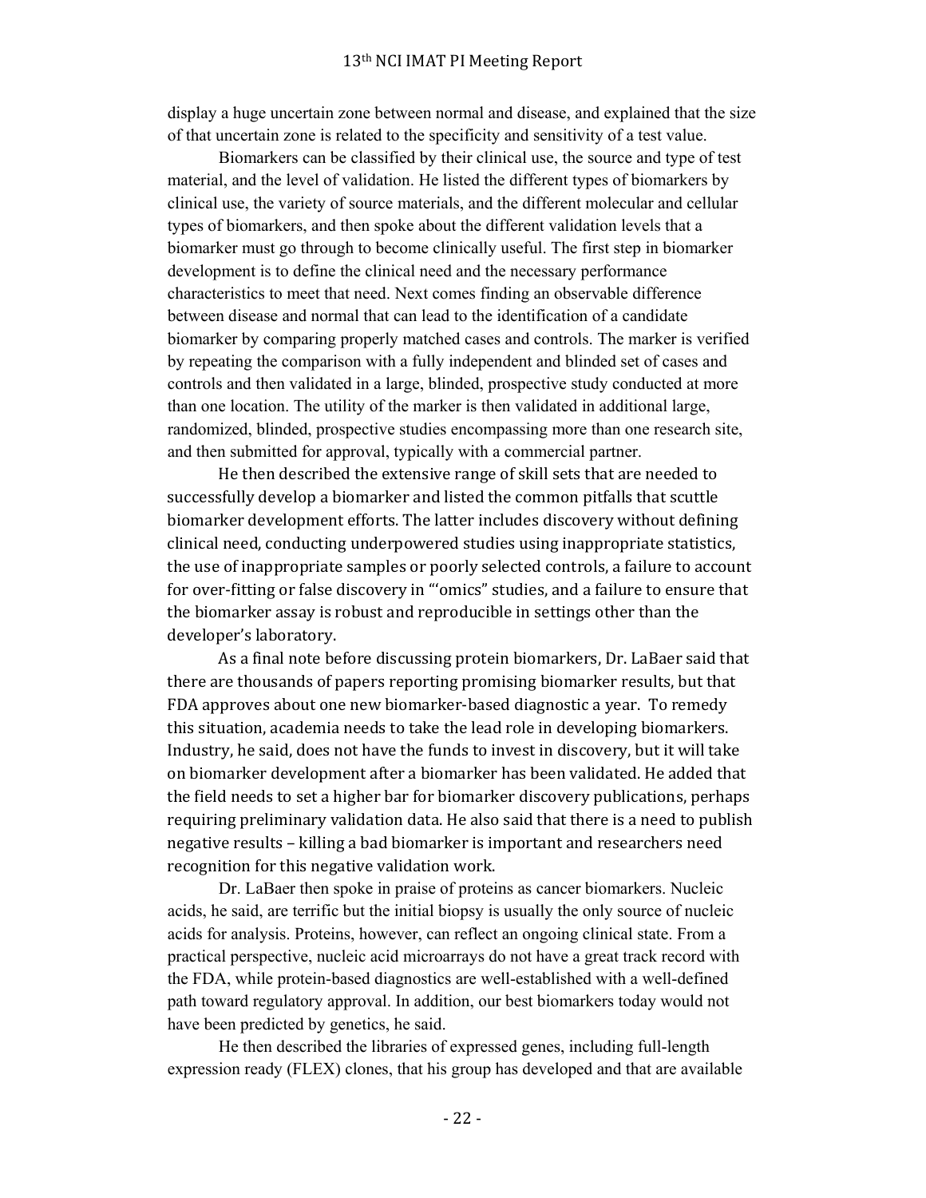display a huge uncertain zone between normal and disease, and explained that the size of that uncertain zone is related to the specificity and sensitivity of a test value.

Biomarkers can be classified by their clinical use, the source and type of test material, and the level of validation. He listed the different types of biomarkers by clinical use, the variety of source materials, and the different molecular and cellular types of biomarkers, and then spoke about the different validation levels that a biomarker must go through to become clinically useful. The first step in biomarker development is to define the clinical need and the necessary performance characteristics to meet that need. Next comes finding an observable difference between disease and normal that can lead to the identification of a candidate biomarker by comparing properly matched cases and controls. The marker is verified by repeating the comparison with a fully independent and blinded set of cases and controls and then validated in a large, blinded, prospective study conducted at more than one location. The utility of the marker is then validated in additional large, randomized, blinded, prospective studies encompassing more than one research site, and then submitted for approval, typically with a commercial partner.

He then described the extensive range of skill sets that are needed to successfully develop a biomarker and listed the common pitfalls that scuttle biomarker development efforts. The latter includes discovery without defining clinical need, conducting underpowered studies using inappropriate statistics, the use of inappropriate samples or poorly selected controls, a failure to account for over-fitting or false discovery in "'omics" studies, and a failure to ensure that the biomarker assay is robust and reproducible in settings other than the developer's laboratory.

As a final note before discussing protein biomarkers, Dr. LaBaer said that there are thousands of papers reporting promising biomarker results, but that FDA approves about one new biomarker-based diagnostic a year. To remedy this situation, academia needs to take the lead role in developing biomarkers. Industry, he said, does not have the funds to invest in discovery, but it will take on biomarker development after a biomarker has been validated. He added that the field needs to set a higher bar for biomarker discovery publications, perhaps requiring preliminary validation data. He also said that there is a need to publish negative results – killing a bad biomarker is important and researchers need recognition for this negative validation work.

Dr. LaBaer then spoke in praise of proteins as cancer biomarkers. Nucleic acids, he said, are terrific but the initial biopsy is usually the only source of nucleic acids for analysis. Proteins, however, can reflect an ongoing clinical state. From a practical perspective, nucleic acid microarrays do not have a great track record with the FDA, while protein-based diagnostics are well-established with a well-defined path toward regulatory approval. In addition, our best biomarkers today would not have been predicted by genetics, he said.

He then described the libraries of expressed genes, including full-length expression ready (FLEX) clones, that his group has developed and that are available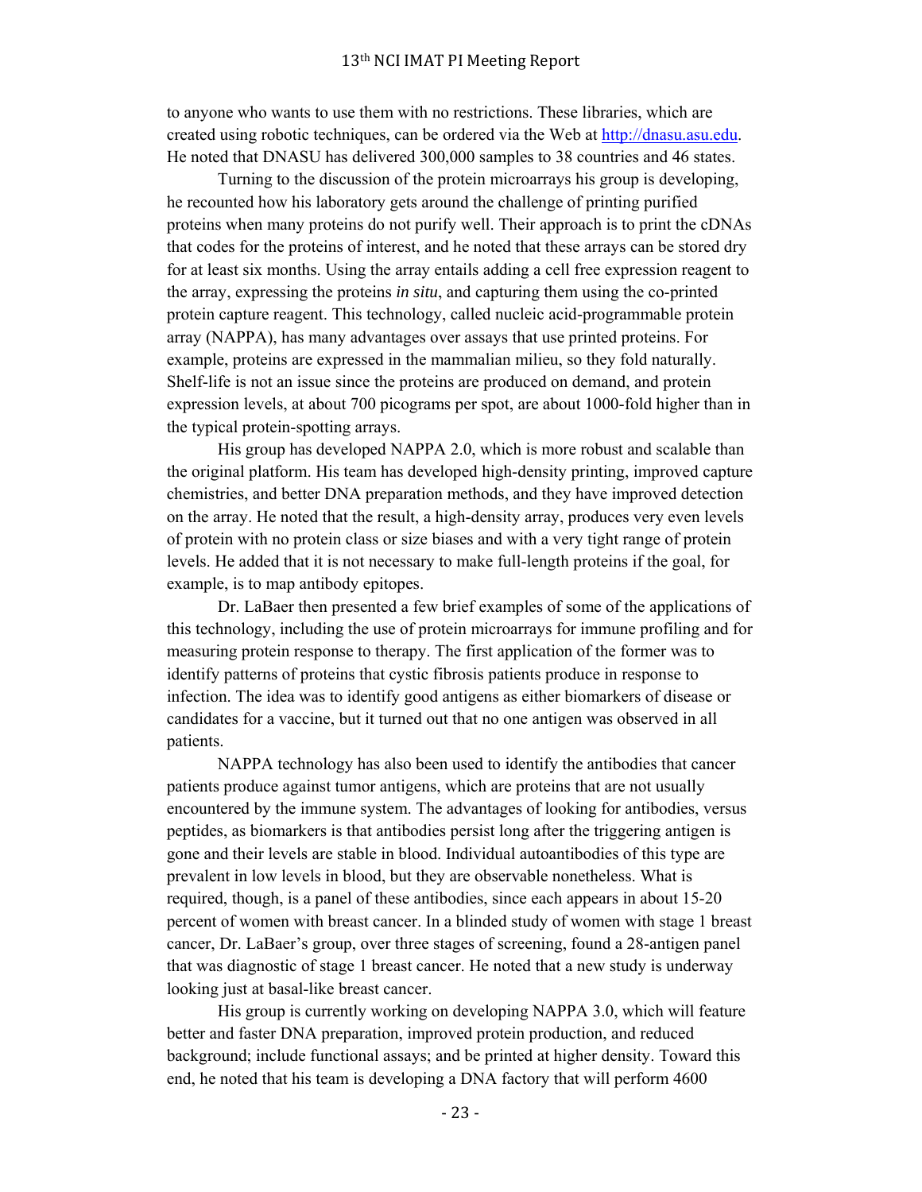to anyone who wants to use them with no restrictions. These libraries, which are created using robotic techniques, can be ordered via the Web at [http://dnasu.asu.edu](http://dnasu.asu.edu). He noted that DNASU has delivered 300,000 samples to 38 countries and 46 states.

Turning to the discussion of the protein microarrays his group is developing, he recounted how his laboratory gets around the challenge of printing purified proteins when many proteins do not purify well. Their approach is to print the cDNAs that codes for the proteins of interest, and he noted that these arrays can be stored dry for at least six months. Using the array entails adding a cell free expression reagent to the array, expressing the proteins *in situ*, and capturing them using the co-printed protein capture reagent. This technology, called nucleic acid-programmable protein array (NAPPA), has many advantages over assays that use printed proteins. For example, proteins are expressed in the mammalian milieu, so they fold naturally. Shelf-life is not an issue since the proteins are produced on demand, and protein expression levels, at about 700 picograms per spot, are about 1000-fold higher than in the typical protein-spotting arrays.

His group has developed NAPPA 2.0, which is more robust and scalable than the original platform. His team has developed high-density printing, improved capture chemistries, and better DNA preparation methods, and they have improved detection on the array. He noted that the result, a high-density array, produces very even levels of protein with no protein class or size biases and with a very tight range of protein levels. He added that it is not necessary to make full-length proteins if the goal, for example, is to map antibody epitopes.

Dr. LaBaer then presented a few brief examples of some of the applications of this technology, including the use of protein microarrays for immune profiling and for measuring protein response to therapy. The first application of the former was to identify patterns of proteins that cystic fibrosis patients produce in response to infection. The idea was to identify good antigens as either biomarkers of disease or candidates for a vaccine, but it turned out that no one antigen was observed in all patients.

NAPPA technology has also been used to identify the antibodies that cancer patients produce against tumor antigens, which are proteins that are not usually encountered by the immune system. The advantages of looking for antibodies, versus peptides, as biomarkers is that antibodies persist long after the triggering antigen is gone and their levels are stable in blood. Individual autoantibodies of this type are prevalent in low levels in blood, but they are observable nonetheless. What is required, though, is a panel of these antibodies, since each appears in about 15-20 percent of women with breast cancer. In a blinded study of women with stage 1 breast cancer, Dr. LaBaer's group, over three stages of screening, found a 28-antigen panel that was diagnostic of stage 1 breast cancer. He noted that a new study is underway looking just at basal-like breast cancer.

His group is currently working on developing NAPPA 3.0, which will feature better and faster DNA preparation, improved protein production, and reduced background; include functional assays; and be printed at higher density. Toward this end, he noted that his team is developing a DNA factory that will perform 4600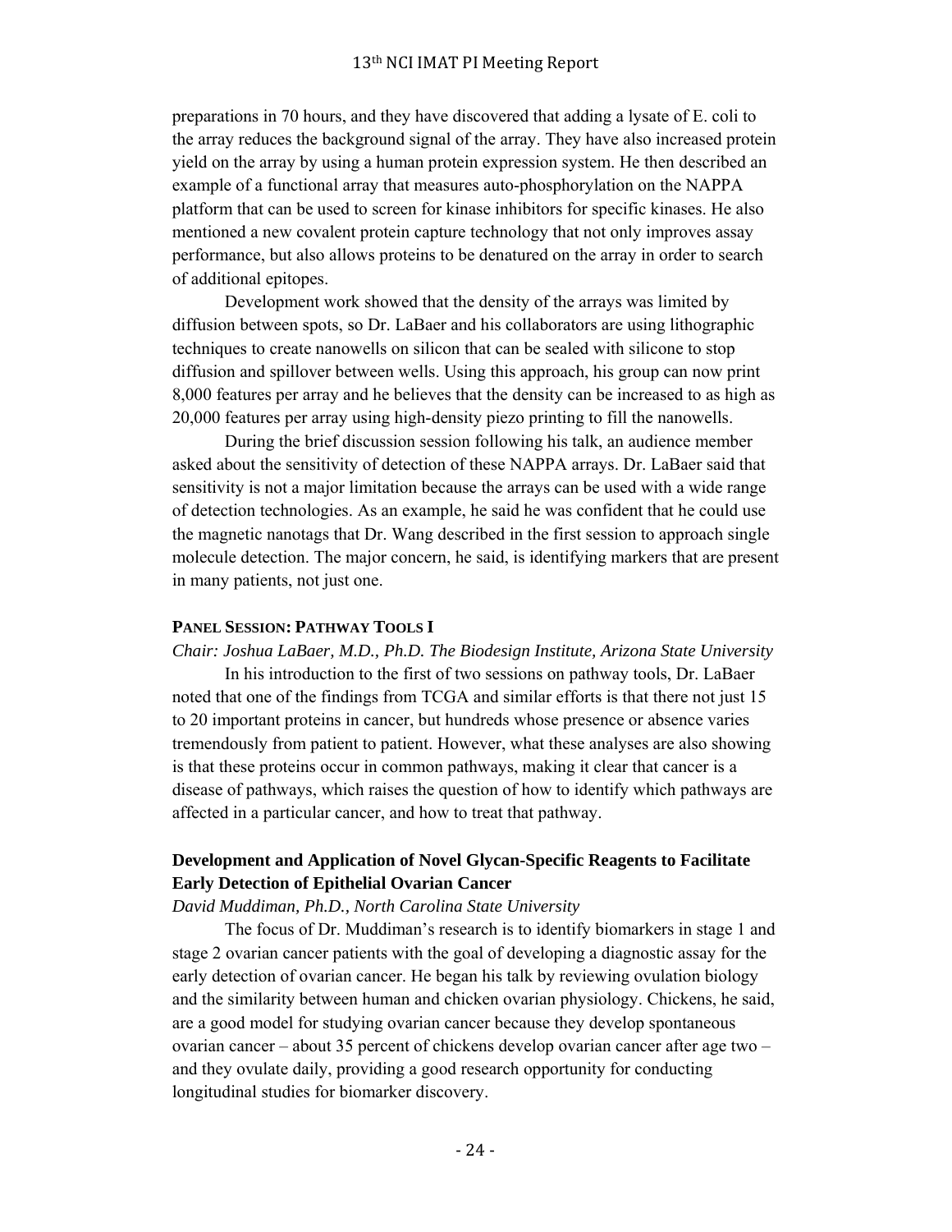preparations in 70 hours, and they have discovered that adding a lysate of E. coli to the array reduces the background signal of the array. They have also increased protein yield on the array by using a human protein expression system. He then described an example of a functional array that measures auto-phosphorylation on the NAPPA platform that can be used to screen for kinase inhibitors for specific kinases. He also mentioned a new covalent protein capture technology that not only improves assay performance, but also allows proteins to be denatured on the array in order to search of additional epitopes.

Development work showed that the density of the arrays was limited by diffusion between spots, so Dr. LaBaer and his collaborators are using lithographic techniques to create nanowells on silicon that can be sealed with silicone to stop diffusion and spillover between wells. Using this approach, his group can now print 8,000 features per array and he believes that the density can be increased to as high as 20,000 features per array using high-density piezo printing to fill the nanowells.

During the brief discussion session following his talk, an audience member asked about the sensitivity of detection of these NAPPA arrays. Dr. LaBaer said that sensitivity is not a major limitation because the arrays can be used with a wide range of detection technologies. As an example, he said he was confident that he could use the magnetic nanotags that Dr. Wang described in the first session to approach single molecule detection. The major concern, he said, is identifying markers that are present in many patients, not just one.

#### PANEL SESSION: PATHWAY TOOLS I

*Chair: Joshua LaBaer, M.D., Ph.D. The Biodesign Institute, Arizona State University*

In his introduction to the first of two sessions on pathway tools, Dr. LaBaer noted that one of the findings from TCGA and similar efforts is that there not just 15 to 20 important proteins in cancer, but hundreds whose presence or absence varies tremendously from patient to patient. However, what these analyses are also showing is that these proteins occur in common pathways, making it clear that cancer is a disease of pathways, which raises the question of how to identify which pathways are affected in a particular cancer, and how to treat that pathway.

### Development and Application of Novel Glycan-Specific Reagents to Facilitate Early Detection of Epithelial Ovarian Cancer

*David Muddiman, Ph.D., North Carolina State University*

The focus of Dr. Muddiman's research is to identify biomarkers in stage 1 and stage 2 ovarian cancer patients with the goal of developing a diagnostic assay for the early detection of ovarian cancer. He began his talk by reviewing ovulation biology and the similarity between human and chicken ovarian physiology. Chickens, he said, are a good model for studying ovarian cancer because they develop spontaneous ovarian cancer – about 35 percent of chickens develop ovarian cancer after age two – and they ovulate daily, providing a good research opportunity for conducting longitudinal studies for biomarker discovery.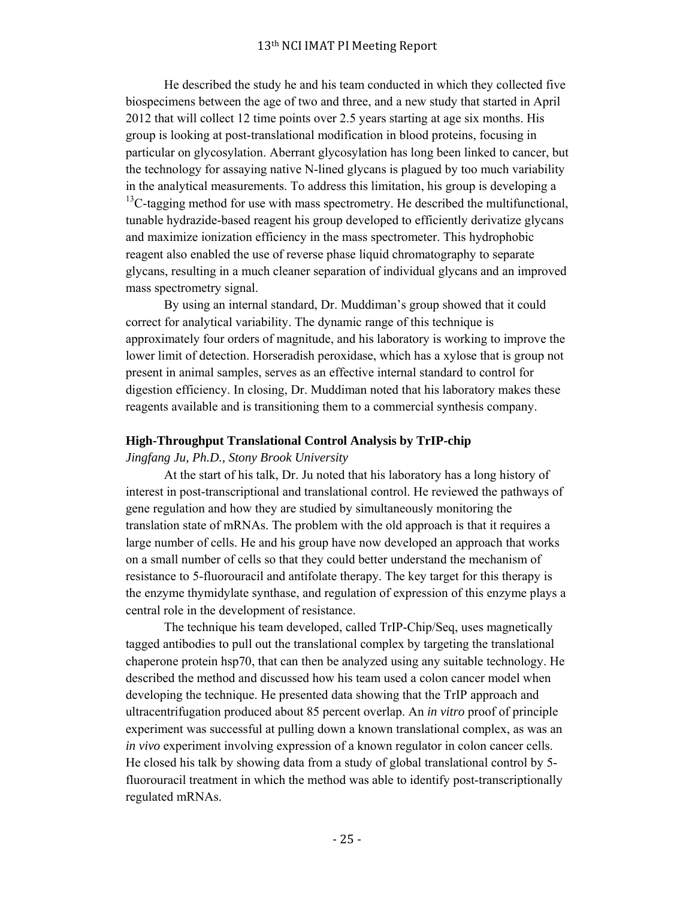He described the study he and his team conducted in which they collected five biospecimens between the age of two and three, and a new study that started in April 2012 that will collect 12 time points over 2.5 years starting at age six months. His group is looking at post-translational modification in blood proteins, focusing in particular on glycosylation. Aberrant glycosylation has long been linked to cancer, but the technology for assaying native N-lined glycans is plagued by too much variability in the analytical measurements. To address this limitation, his group is developing a $^{13}C$-tagging method for use with mass spectrometry. He described the multifunctional, tunable hydrazide-based reagent his group developed to efficiently derivatize glycans and maximize ionization efficiency in the mass spectrometer. This hydrophobic reagent also enabled the use of reverse phase liquid chromatography to separate glycans, resulting in a much cleaner separation of individual glycans and an improved mass spectrometry signal.

By using an internal standard, Dr. Muddiman's group showed that it could correct for analytical variability. The dynamic range of this technique is approximately four orders of magnitude, and his laboratory is working to improve the lower limit of detection. Horseradish peroxidase, which has a xylose that is group not present in animal samples, serves as an effective internal standard to control for digestion efficiency. In closing, Dr. Muddiman noted that his laboratory makes these reagents available and is transitioning them to a commercial synthesis company.

**High-Throughput Translational Control Analysis by TrIP-chip**

*Jingfang Ju, Ph.D., Stony Brook University*

At the start of his talk, Dr. Ju noted that his laboratory has a long history of interest in post-transcriptional and translational control. He reviewed the pathways of gene regulation and how they are studied by simultaneously monitoring the translation state of mRNAs. The problem with the old approach is that it requires a large number of cells. He and his group have now developed an approach that works on a small number of cells so that they could better understand the mechanism of resistance to 5-fluorouracil and antifolate therapy. The key target for this therapy is the enzyme thymidylate synthase, and regulation of expression of this enzyme plays a central role in the development of resistance.

The technique his team developed, called TrIP-Chip/Seq, uses magnetically tagged antibodies to pull out the translational complex by targeting the translational chaperone protein hsp70, that can then be analyzed using any suitable technology. He described the method and discussed how his team used a colon cancer model when developing the technique. He presented data showing that the TrIP approach and ultracentrifugation produced about 85 percent overlap. An *in vitro* proof of principle experiment was successful at pulling down a known translational complex, as was an *in vivo* experiment involving expression of a known regulator in colon cancer cells. He closed his talk by showing data from a study of global translational control by 5-fluorouracil treatment in which the method was able to identify post-transcriptionally regulated mRNAs.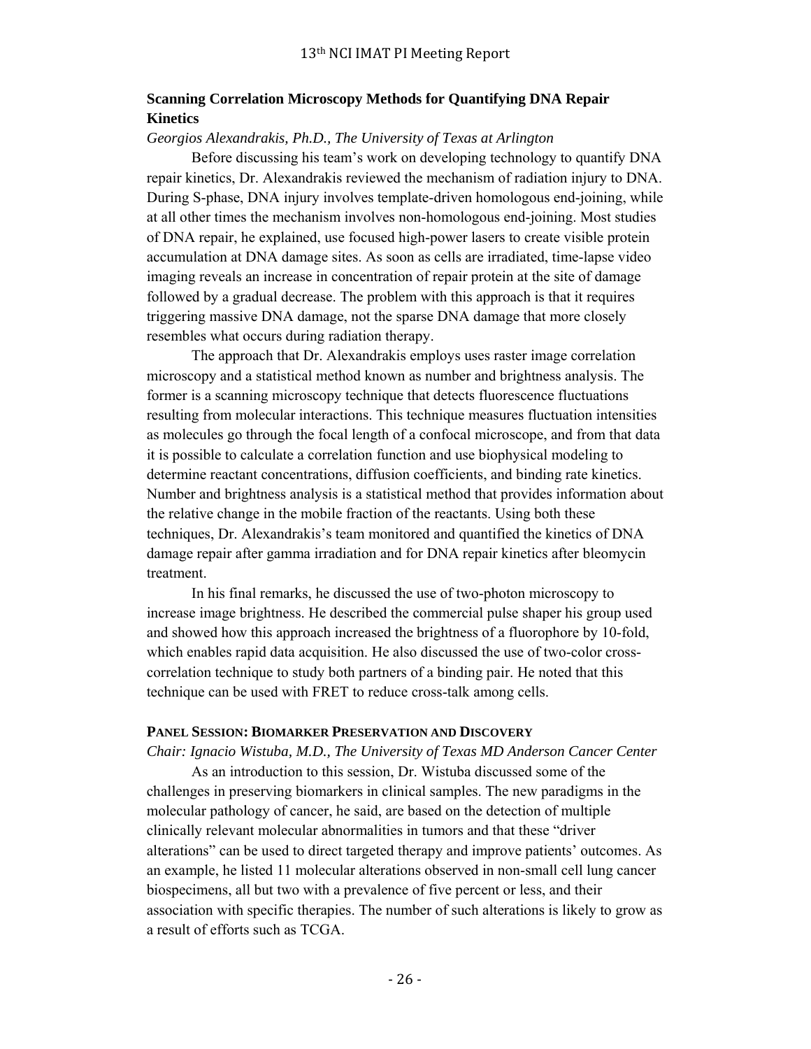## Scanning Correlation Microscopy Methods for Quantifying DNA Repair Kinetics

*Georgios Alexandrakis, Ph.D., The University of Texas at Arlington*

Before discussing his team's work on developing technology to quantify DNA repair kinetics, Dr. Alexandrakis reviewed the mechanism of radiation injury to DNA. During S-phase, DNA injury involves template-driven homologous end-joining, while at all other times the mechanism involves non-homologous end-joining. Most studies of DNA repair, he explained, use focused high-power lasers to create visible protein accumulation at DNA damage sites. As soon as cells are irradiated, time-lapse video imaging reveals an increase in concentration of repair protein at the site of damage followed by a gradual decrease. The problem with this approach is that it requires triggering massive DNA damage, not the sparse DNA damage that more closely resembles what occurs during radiation therapy.

The approach that Dr. Alexandrakis employs uses raster image correlation microscopy and a statistical method known as number and brightness analysis. The former is a scanning microscopy technique that detects fluorescence fluctuations resulting from molecular interactions. This technique measures fluctuation intensities as molecules go through the focal length of a confocal microscope, and from that data it is possible to calculate a correlation function and use biophysical modeling to determine reactant concentrations, diffusion coefficients, and binding rate kinetics. Number and brightness analysis is a statistical method that provides information about the relative change in the mobile fraction of the reactants. Using both these techniques, Dr. Alexandrakis's team monitored and quantified the kinetics of DNA damage repair after gamma irradiation and for DNA repair kinetics after bleomycin treatment.

In his final remarks, he discussed the use of two-photon microscopy to increase image brightness. He described the commercial pulse shaper his group used and showed how this approach increased the brightness of a fluorophore by 10-fold, which enables rapid data acquisition. He also discussed the use of two-color cross-correlation technique to study both partners of a binding pair. He noted that this technique can be used with FRET to reduce cross-talk among cells.

## PANEL SESSION: BIOMARKER PRESERVATION AND DISCOVERY

*Chair: Ignacio Wistuba, M.D., The University of Texas MD Anderson Cancer Center*

As an introduction to this session, Dr. Wistuba discussed some of the challenges in preserving biomarkers in clinical samples. The new paradigms in the molecular pathology of cancer, he said, are based on the detection of multiple clinically relevant molecular abnormalities in tumors and that these "driver alterations" can be used to direct targeted therapy and improve patients' outcomes. As an example, he listed 11 molecular alterations observed in non-small cell lung cancer biospecimens, all but two with a prevalence of five percent or less, and their association with specific therapies. The number of such alterations is likely to grow as a result of efforts such as TCGA.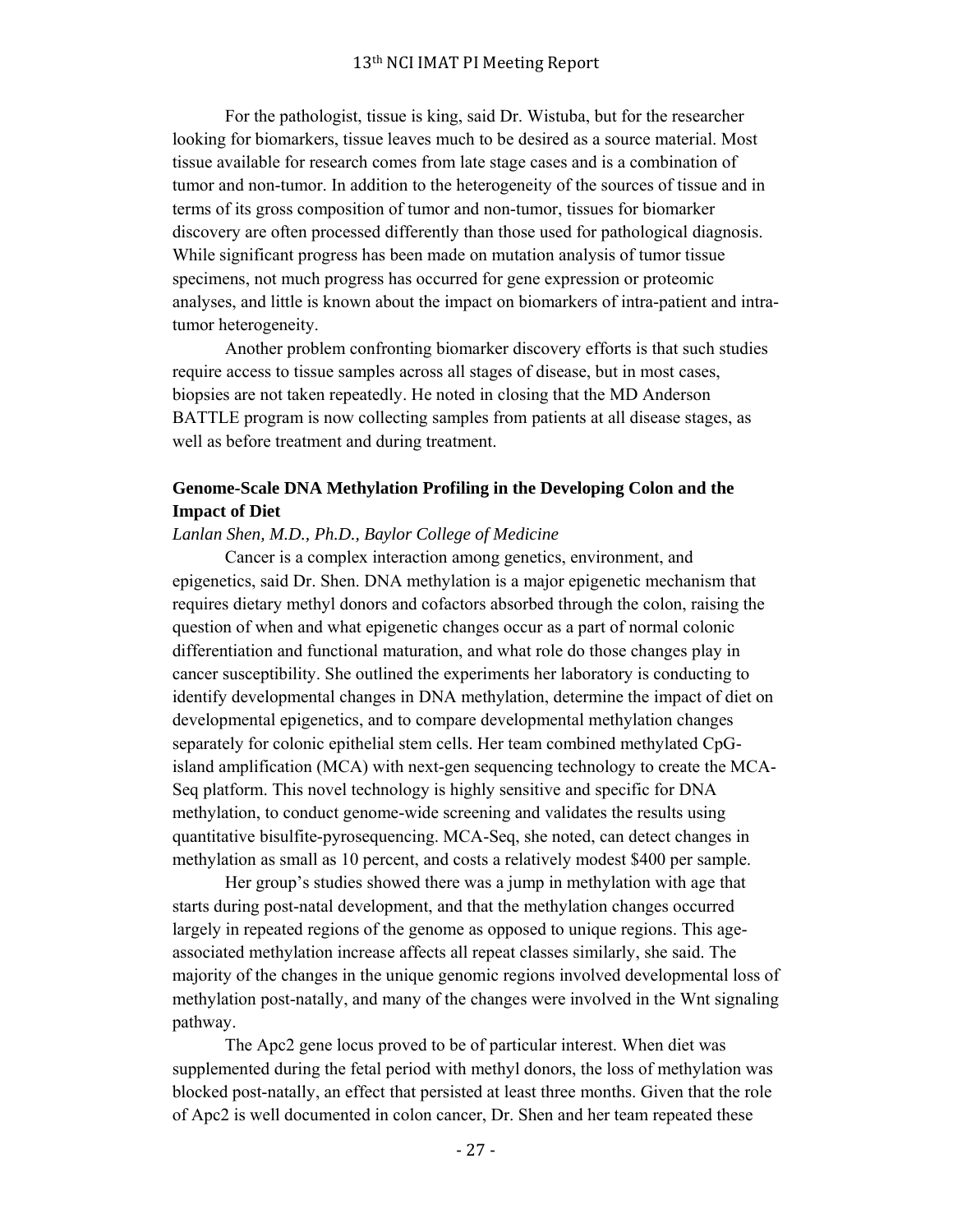For the pathologist, tissue is king, said Dr. Wistuba, but for the researcher looking for biomarkers, tissue leaves much to be desired as a source material. Most tissue available for research comes from late stage cases and is a combination of tumor and non-tumor. In addition to the heterogeneity of the sources of tissue and in terms of its gross composition of tumor and non-tumor, tissues for biomarker discovery are often processed differently than those used for pathological diagnosis. While significant progress has been made on mutation analysis of tumor tissue specimens, not much progress has occurred for gene expression or proteomic analyses, and little is known about the impact on biomarkers of intra-patient and intra-tumor heterogeneity.

Another problem confronting biomarker discovery efforts is that such studies require access to tissue samples across all stages of disease, but in most cases, biopsies are not taken repeatedly. He noted in closing that the MD Anderson BATTLE program is now collecting samples from patients at all disease stages, as well as before treatment and during treatment.

### Genome-Scale DNA Methylation Profiling in the Developing Colon and the Impact of Diet

*Lanlan Shen, M.D., Ph.D., Baylor College of Medicine*

Cancer is a complex interaction among genetics, environment, and epigenetics, said Dr. Shen. DNA methylation is a major epigenetic mechanism that requires dietary methyl donors and cofactors absorbed through the colon, raising the question of when and what epigenetic changes occur as a part of normal colonic differentiation and functional maturation, and what role do those changes play in cancer susceptibility. She outlined the experiments her laboratory is conducting to identify developmental changes in DNA methylation, determine the impact of diet on developmental epigenetics, and to compare developmental methylation changes separately for colonic epithelial stem cells. Her team combined methylated CpG-island amplification (MCA) with next-gen sequencing technology to create the MCA-Seq platform. This novel technology is highly sensitive and specific for DNA methylation, to conduct genome-wide screening and validates the results using quantitative bisulfite-pyrosequencing. MCA-Seq, she noted, can detect changes in methylation as small as 10 percent, and costs a relatively modest \$400 per sample.

Her group's studies showed there was a jump in methylation with age that starts during post-natal development, and that the methylation changes occurred largely in repeated regions of the genome as opposed to unique regions. This age-associated methylation increase affects all repeat classes similarly, she said. The majority of the changes in the unique genomic regions involved developmental loss of methylation post-natally, and many of the changes were involved in the Wnt signaling pathway.

The Apc2 gene locus proved to be of particular interest. When diet was supplemented during the fetal period with methyl donors, the loss of methylation was blocked post-natally, an effect that persisted at least three months. Given that the role of Apc2 is well documented in colon cancer, Dr. Shen and her team repeated these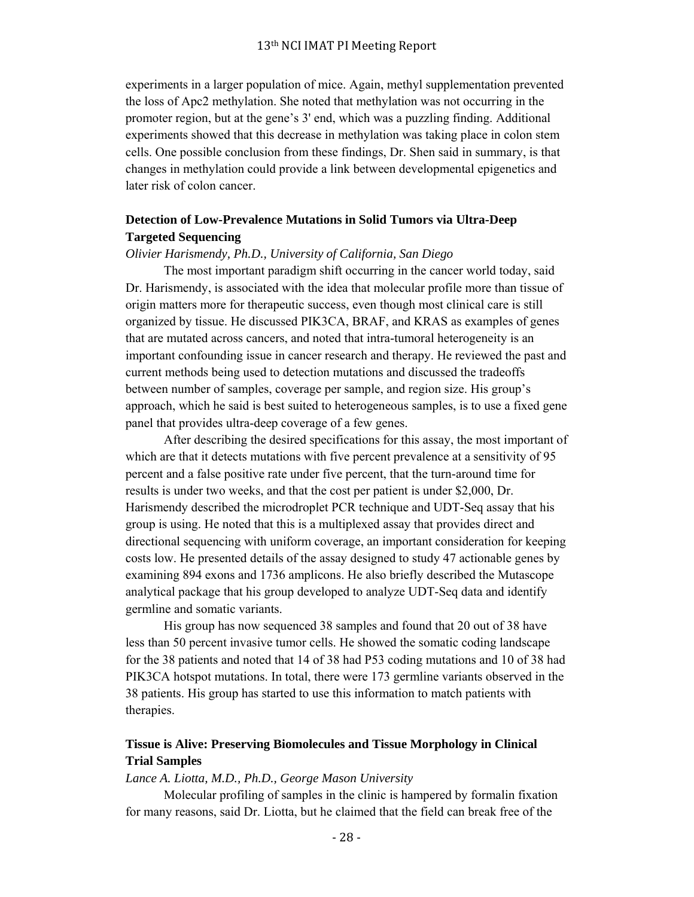experiments in a larger population of mice. Again, methyl supplementation prevented the loss of Apc2 methylation. She noted that methylation was not occurring in the promoter region, but at the gene's 3' end, which was a puzzling finding. Additional experiments showed that this decrease in methylation was taking place in colon stem cells. One possible conclusion from these findings, Dr. Shen said in summary, is that changes in methylation could provide a link between developmental epigenetics and later risk of colon cancer.

### Detection of Low-Prevalence Mutations in Solid Tumors via Ultra-Deep Targeted Sequencing

*Olivier Harismendy, Ph.D., University of California, San Diego*

The most important paradigm shift occurring in the cancer world today, said Dr. Harismendy, is associated with the idea that molecular profile more than tissue of origin matters more for therapeutic success, even though most clinical care is still organized by tissue. He discussed PIK3CA, BRAF, and KRAS as examples of genes that are mutated across cancers, and noted that intra-tumoral heterogeneity is an important confounding issue in cancer research and therapy. He reviewed the past and current methods being used to detection mutations and discussed the tradeoffs between number of samples, coverage per sample, and region size. His group's approach, which he said is best suited to heterogeneous samples, is to use a fixed gene panel that provides ultra-deep coverage of a few genes.

After describing the desired specifications for this assay, the most important of which are that it detects mutations with five percent prevalence at a sensitivity of 95 percent and a false positive rate under five percent, that the turn-around time for results is under two weeks, and that the cost per patient is under $2,000, Dr. Harismendy described the microdroplet PCR technique and UDT-Seq assay that his group is using. He noted that this is a multiplexed assay that provides direct and directional sequencing with uniform coverage, an important consideration for keeping costs low. He presented details of the assay designed to study 47 actionable genes by examining 894 exons and 1736 amplicons. He also briefly described the Mutascope analytical package that his group developed to analyze UDT-Seq data and identify germline and somatic variants.

His group has now sequenced 38 samples and found that 20 out of 38 have less than 50 percent invasive tumor cells. He showed the somatic coding landscape for the 38 patients and noted that 14 of 38 had P53 coding mutations and 10 of 38 had PIK3CA hotspot mutations. In total, there were 173 germline variants observed in the 38 patients. His group has started to use this information to match patients with therapies.

### Tissue is Alive: Preserving Biomolecules and Tissue Morphology in Clinical Trial Samples

*Lance A. Liotta, M.D., Ph.D., George Mason University*

Molecular profiling of samples in the clinic is hampered by formalin fixation for many reasons, said Dr. Liotta, but he claimed that the field can break free of the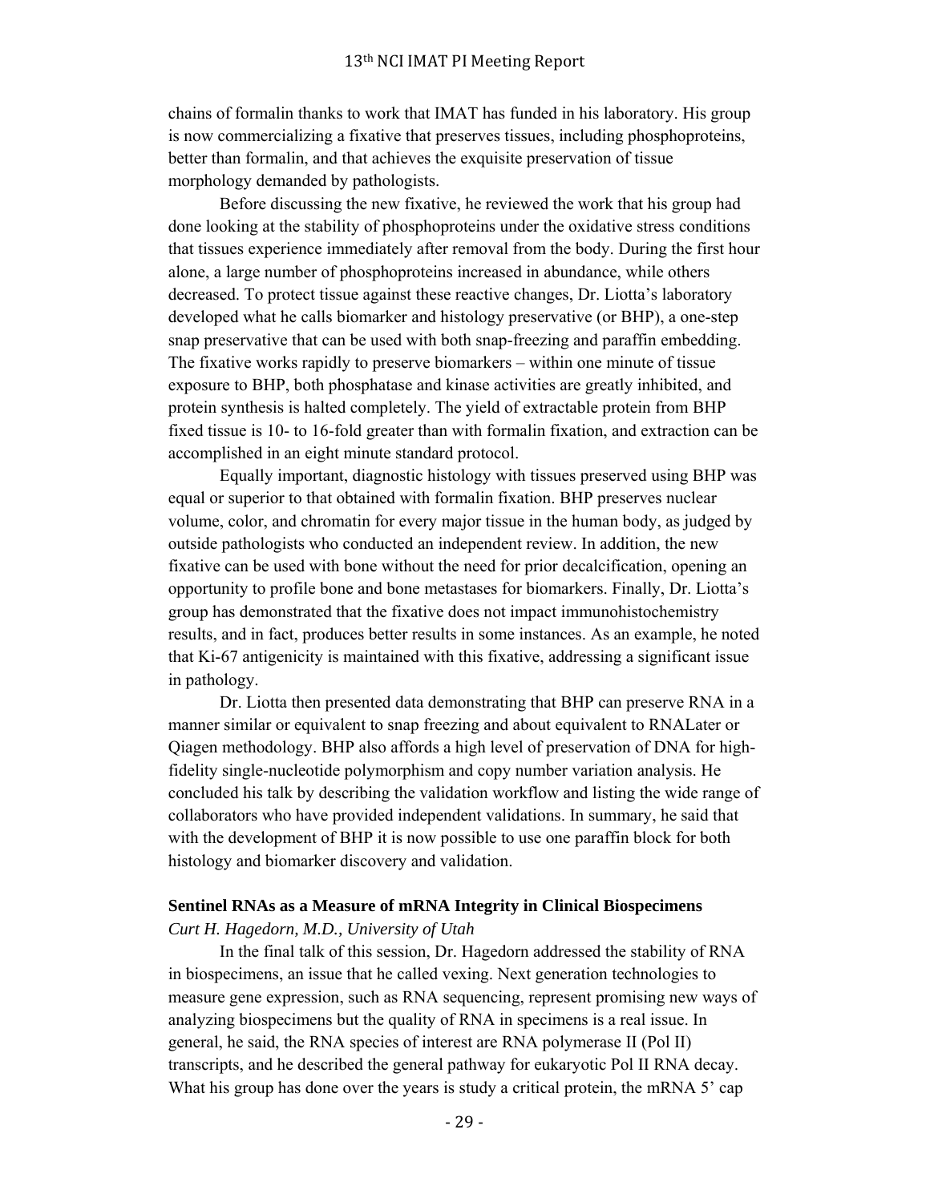chains of formalin thanks to work that IMAT has funded in his laboratory. His group is now commercializing a fixative that preserves tissues, including phosphoproteins, better than formalin, and that achieves the exquisite preservation of tissue morphology demanded by pathologists.

Before discussing the new fixative, he reviewed the work that his group had done looking at the stability of phosphoproteins under the oxidative stress conditions that tissues experience immediately after removal from the body. During the first hour alone, a large number of phosphoproteins increased in abundance, while others decreased. To protect tissue against these reactive changes, Dr. Liotta's laboratory developed what he calls biomarker and histology preservative (or BHP), a one-step snap preservative that can be used with both snap-freezing and paraffin embedding. The fixative works rapidly to preserve biomarkers – within one minute of tissue exposure to BHP, both phosphatase and kinase activities are greatly inhibited, and protein synthesis is halted completely. The yield of extractable protein from BHP fixed tissue is 10- to 16-fold greater than with formalin fixation, and extraction can be accomplished in an eight minute standard protocol.

Equally important, diagnostic histology with tissues preserved using BHP was equal or superior to that obtained with formalin fixation. BHP preserves nuclear volume, color, and chromatin for every major tissue in the human body, as judged by outside pathologists who conducted an independent review. In addition, the new fixative can be used with bone without the need for prior decalcification, opening an opportunity to profile bone and bone metastases for biomarkers. Finally, Dr. Liotta's group has demonstrated that the fixative does not impact immunohistochemistry results, and in fact, produces better results in some instances. As an example, he noted that Ki-67 antigenicity is maintained with this fixative, addressing a significant issue in pathology.

Dr. Liotta then presented data demonstrating that BHP can preserve RNA in a manner similar or equivalent to snap freezing and about equivalent to RNALater or Qiagen methodology. BHP also affords a high level of preservation of DNA for high-fidelity single-nucleotide polymorphism and copy number variation analysis. He concluded his talk by describing the validation workflow and listing the wide range of collaborators who have provided independent validations. In summary, he said that with the development of BHP it is now possible to use one paraffin block for both histology and biomarker discovery and validation.

**Sentinel RNAs as a Measure of mRNA Integrity in Clinical Biospecimens**

*Curt H. Hagedorn, M.D., University of Utah*

In the final talk of this session, Dr. Hagedorn addressed the stability of RNA in biospecimens, an issue that he called vexing. Next generation technologies to measure gene expression, such as RNA sequencing, represent promising new ways of analyzing biospecimens but the quality of RNA in specimens is a real issue. In general, he said, the RNA species of interest are RNA polymerase II (Pol II) transcripts, and he described the general pathway for eukaryotic Pol II RNA decay. What his group has done over the years is study a critical protein, the mRNA 5' cap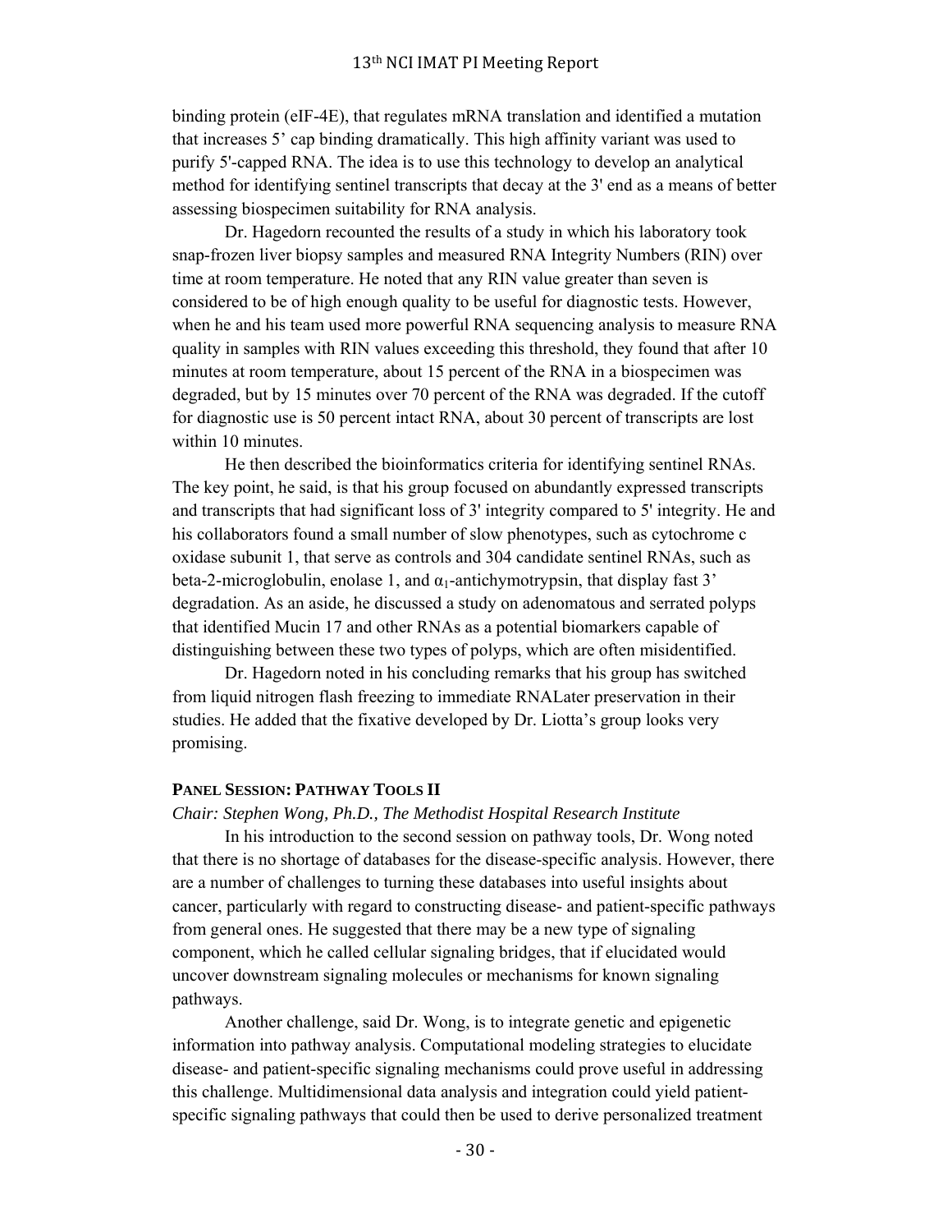binding protein (eIF-4E), that regulates mRNA translation and identified a mutation that increases 5' cap binding dramatically. This high affinity variant was used to purify 5'-capped RNA. The idea is to use this technology to develop an analytical method for identifying sentinel transcripts that decay at the 3' end as a means of better assessing biospecimen suitability for RNA analysis.

Dr. Hagedorn recounted the results of a study in which his laboratory took snap-frozen liver biopsy samples and measured RNA Integrity Numbers (RIN) over time at room temperature. He noted that any RIN value greater than seven is considered to be of high enough quality to be useful for diagnostic tests. However, when he and his team used more powerful RNA sequencing analysis to measure RNA quality in samples with RIN values exceeding this threshold, they found that after 10 minutes at room temperature, about 15 percent of the RNA in a biospecimen was degraded, but by 15 minutes over 70 percent of the RNA was degraded. If the cutoff for diagnostic use is 50 percent intact RNA, about 30 percent of transcripts are lost within 10 minutes.

He then described the bioinformatics criteria for identifying sentinel RNAs. The key point, he said, is that his group focused on abundantly expressed transcripts and transcripts that had significant loss of 3' integrity compared to 5' integrity. He and his collaborators found a small number of slow phenotypes, such as cytochrome c oxidase subunit 1, that serve as controls and 304 candidate sentinel RNAs, such as beta-2-microglobulin, enolase 1, and $\alpha_1$-antichymotrypsin, that display fast 3' degradation. As an aside, he discussed a study on adenomatous and serrated polyps that identified Mucin 17 and other RNAs as a potential biomarkers capable of distinguishing between these two types of polyps, which are often misidentified.

Dr. Hagedorn noted in his concluding remarks that his group has switched from liquid nitrogen flash freezing to immediate RNALater preservation in their studies. He added that the fixative developed by Dr. Liotta's group looks very promising.

## Panel Session: Pathway Tools II

*Chair: Stephen Wong, Ph.D., The Methodist Hospital Research Institute*

In his introduction to the second session on pathway tools, Dr. Wong noted that there is no shortage of databases for the disease-specific analysis. However, there are a number of challenges to turning these databases into useful insights about cancer, particularly with regard to constructing disease- and patient-specific pathways from general ones. He suggested that there may be a new type of signaling component, which he called cellular signaling bridges, that if elucidated would uncover downstream signaling molecules or mechanisms for known signaling pathways.

Another challenge, said Dr. Wong, is to integrate genetic and epigenetic information into pathway analysis. Computational modeling strategies to elucidate disease- and patient-specific signaling mechanisms could prove useful in addressing this challenge. Multidimensional data analysis and integration could yield patient-specific signaling pathways that could then be used to derive personalized treatment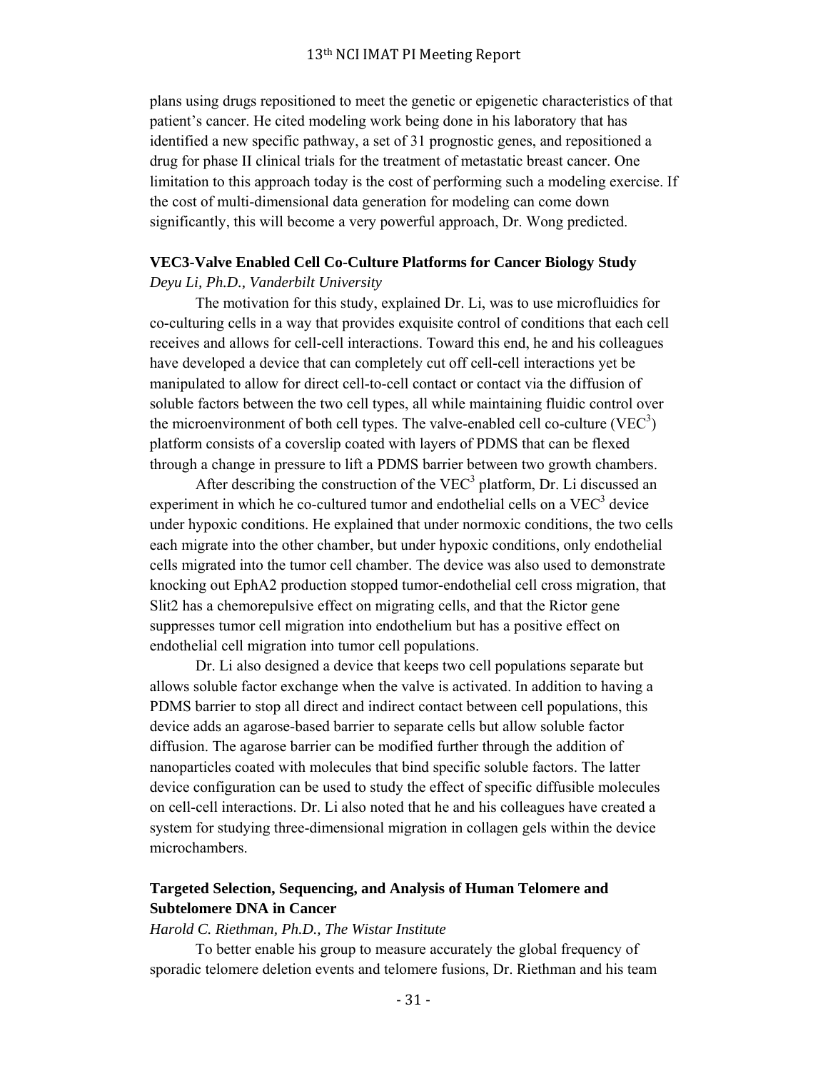plans using drugs repositioned to meet the genetic or epigenetic characteristics of that patient's cancer. He cited modeling work being done in his laboratory that has identified a new specific pathway, a set of 31 prognostic genes, and repositioned a drug for phase II clinical trials for the treatment of metastatic breast cancer. One limitation to this approach today is the cost of performing such a modeling exercise. If the cost of multi-dimensional data generation for modeling can come down significantly, this will become a very powerful approach, Dr. Wong predicted.

**VEC3-Valve Enabled Cell Co-Culture Platforms for Cancer Biology Study**
*Deyu Li, Ph.D., Vanderbilt University*

The motivation for this study, explained Dr. Li, was to use microfluidics for co-culturing cells in a way that provides exquisite control of conditions that each cell receives and allows for cell-cell interactions. Toward this end, he and his colleagues have developed a device that can completely cut off cell-cell interactions yet be manipulated to allow for direct cell-to-cell contact or contact via the diffusion of soluble factors between the two cell types, all while maintaining fluidic control over the microenvironment of both cell types. The valve-enabled cell co-culture ($VEC^3$) platform consists of a coverslip coated with layers of PDMS that can be flexed through a change in pressure to lift a PDMS barrier between two growth chambers.

After describing the construction of the $VEC^3$ platform, Dr. Li discussed an experiment in which he co-cultured tumor and endothelial cells on a $VEC^3$ device under hypoxic conditions. He explained that under normoxic conditions, the two cells each migrate into the other chamber, but under hypoxic conditions, only endothelial cells migrated into the tumor cell chamber. The device was also used to demonstrate knocking out EphA2 production stopped tumor-endothelial cell cross migration, that Slit2 has a chemorepulsive effect on migrating cells, and that the Rictor gene suppresses tumor cell migration into endothelium but has a positive effect on endothelial cell migration into tumor cell populations.

Dr. Li also designed a device that keeps two cell populations separate but allows soluble factor exchange when the valve is activated. In addition to having a PDMS barrier to stop all direct and indirect contact between cell populations, this device adds an agarose-based barrier to separate cells but allow soluble factor diffusion. The agarose barrier can be modified further through the addition of nanoparticles coated with molecules that bind specific soluble factors. The latter device configuration can be used to study the effect of specific diffusible molecules on cell-cell interactions. Dr. Li also noted that he and his colleagues have created a system for studying three-dimensional migration in collagen gels within the device microchambers.

**Targeted Selection, Sequencing, and Analysis of Human Telomere and Subtelomere DNA in Cancer**
*Harold C. Riethman, Ph.D., The Wistar Institute*

To better enable his group to measure accurately the global frequency of sporadic telomere deletion events and telomere fusions, Dr. Riethman and his team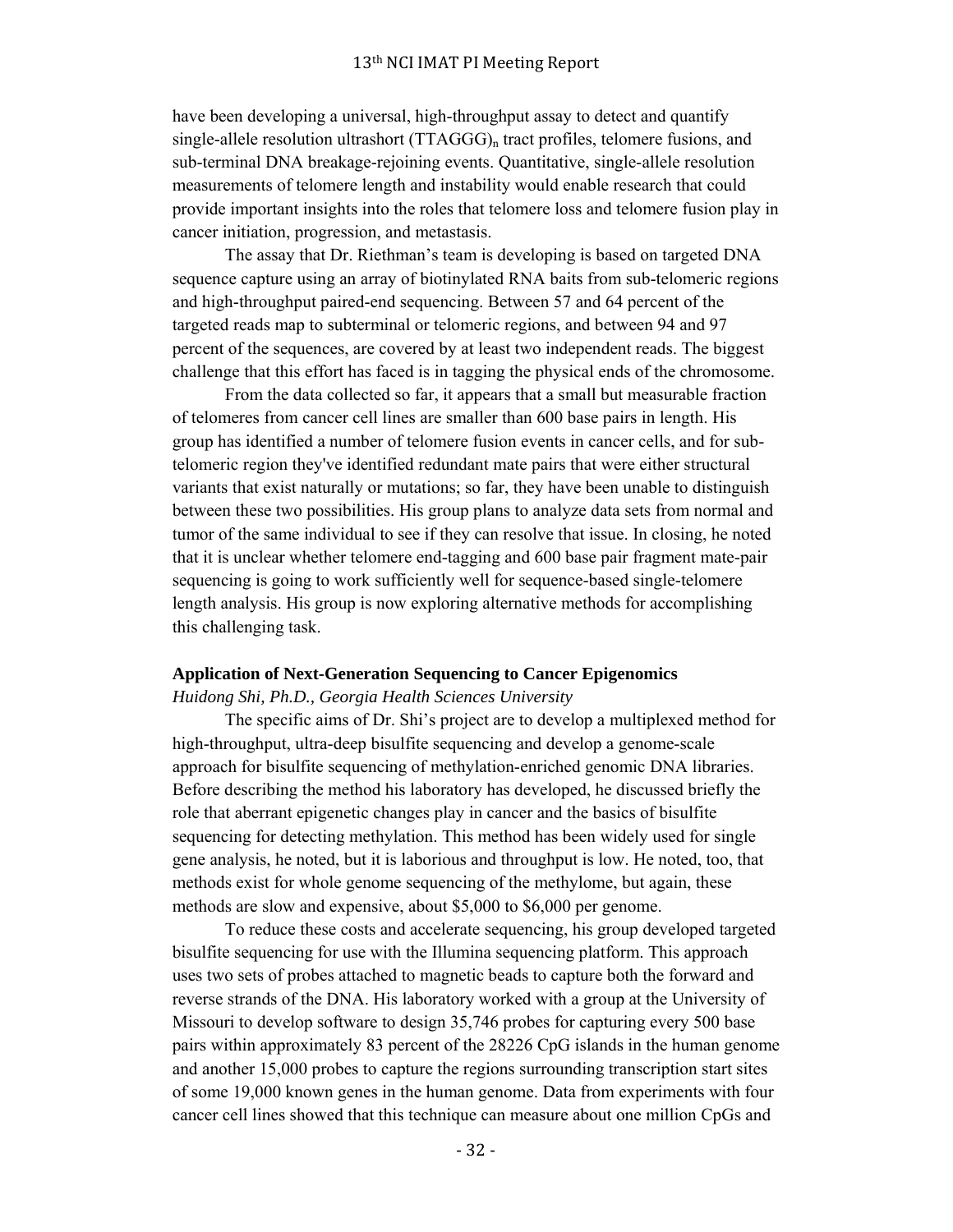have been developing a universal, high-throughput assay to detect and quantify single-allele resolution ultrashort $(TTAGGG)_n$ tract profiles, telomere fusions, and sub-terminal DNA breakage-rejoining events. Quantitative, single-allele resolution measurements of telomere length and instability would enable research that could provide important insights into the roles that telomere loss and telomere fusion play in cancer initiation, progression, and metastasis.

The assay that Dr. Riethman's team is developing is based on targeted DNA sequence capture using an array of biotinylated RNA baits from sub-telomeric regions and high-throughput paired-end sequencing. Between 57 and 64 percent of the targeted reads map to subterminal or telomeric regions, and between 94 and 97 percent of the sequences, are covered by at least two independent reads. The biggest challenge that this effort has faced is in tagging the physical ends of the chromosome.

From the data collected so far, it appears that a small but measurable fraction of telomeres from cancer cell lines are smaller than 600 base pairs in length. His group has identified a number of telomere fusion events in cancer cells, and for sub-telomeric region they've identified redundant mate pairs that were either structural variants that exist naturally or mutations; so far, they have been unable to distinguish between these two possibilities. His group plans to analyze data sets from normal and tumor of the same individual to see if they can resolve that issue. In closing, he noted that it is unclear whether telomere end-tagging and 600 base pair fragment mate-pair sequencing is going to work sufficiently well for sequence-based single-telomere length analysis. His group is now exploring alternative methods for accomplishing this challenging task.

**Application of Next-Generation Sequencing to Cancer Epigenomics**

*Huidong Shi, Ph.D., Georgia Health Sciences University*

The specific aims of Dr. Shi's project are to develop a multiplexed method for high-throughput, ultra-deep bisulfite sequencing and develop a genome-scale approach for bisulfite sequencing of methylation-enriched genomic DNA libraries. Before describing the method his laboratory has developed, he discussed briefly the role that aberrant epigenetic changes play in cancer and the basics of bisulfite sequencing for detecting methylation. This method has been widely used for single gene analysis, he noted, but it is laborious and throughput is low. He noted, too, that methods exist for whole genome sequencing of the methylome, but again, these methods are slow and expensive, about \$5,000 to \$6,000 per genome.

To reduce these costs and accelerate sequencing, his group developed targeted bisulfite sequencing for use with the Illumina sequencing platform. This approach uses two sets of probes attached to magnetic beads to capture both the forward and reverse strands of the DNA. His laboratory worked with a group at the University of Missouri to develop software to design 35,746 probes for capturing every 500 base pairs within approximately 83 percent of the 28226 CpG islands in the human genome and another 15,000 probes to capture the regions surrounding transcription start sites of some 19,000 known genes in the human genome. Data from experiments with four cancer cell lines showed that this technique can measure about one million CpGs and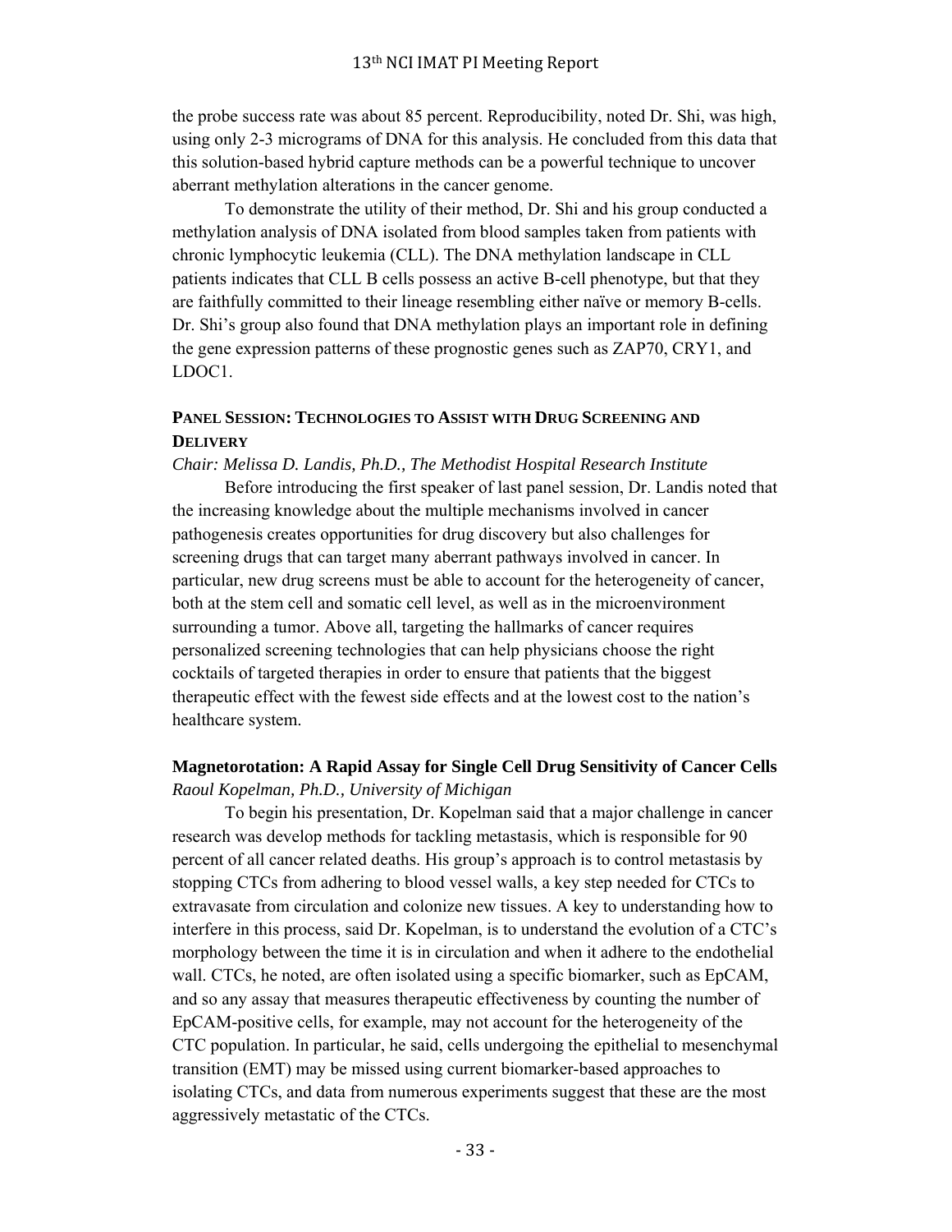the probe success rate was about 85 percent. Reproducibility, noted Dr. Shi, was high, using only 2-3 micrograms of DNA for this analysis. He concluded from this data that this solution-based hybrid capture methods can be a powerful technique to uncover aberrant methylation alterations in the cancer genome.

To demonstrate the utility of their method, Dr. Shi and his group conducted a methylation analysis of DNA isolated from blood samples taken from patients with chronic lymphocytic leukemia (CLL). The DNA methylation landscape in CLL patients indicates that CLL B cells possess an active B-cell phenotype, but that they are faithfully committed to their lineage resembling either naïve or memory B-cells. Dr. Shi's group also found that DNA methylation plays an important role in defining the gene expression patterns of these prognostic genes such as ZAP70, CRY1, and LDOC1.

## PANEL SESSION: TECHNOLOGIES TO ASSIST WITH DRUG SCREENING AND DELIVERY

*Chair: Melissa D. Landis, Ph.D., The Methodist Hospital Research Institute*

Before introducing the first speaker of last panel session, Dr. Landis noted that the increasing knowledge about the multiple mechanisms involved in cancer pathogenesis creates opportunities for drug discovery but also challenges for screening drugs that can target many aberrant pathways involved in cancer. In particular, new drug screens must be able to account for the heterogeneity of cancer, both at the stem cell and somatic cell level, as well as in the microenvironment surrounding a tumor. Above all, targeting the hallmarks of cancer requires personalized screening technologies that can help physicians choose the right cocktails of targeted therapies in order to ensure that patients that the biggest therapeutic effect with the fewest side effects and at the lowest cost to the nation's healthcare system.

### Magnetorotation: A Rapid Assay for Single Cell Drug Sensitivity of Cancer Cells

*Raoul Kopelman, Ph.D., University of Michigan*

To begin his presentation, Dr. Kopelman said that a major challenge in cancer research was develop methods for tackling metastasis, which is responsible for 90 percent of all cancer related deaths. His group's approach is to control metastasis by stopping CTCs from adhering to blood vessel walls, a key step needed for CTCs to extravasate from circulation and colonize new tissues. A key to understanding how to interfere in this process, said Dr. Kopelman, is to understand the evolution of a CTC's morphology between the time it is in circulation and when it adhere to the endothelial wall. CTCs, he noted, are often isolated using a specific biomarker, such as EpCAM, and so any assay that measures therapeutic effectiveness by counting the number of EpCAM-positive cells, for example, may not account for the heterogeneity of the CTC population. In particular, he said, cells undergoing the epithelial to mesenchymal transition (EMT) may be missed using current biomarker-based approaches to isolating CTCs, and data from numerous experiments suggest that these are the most aggressively metastatic of the CTCs.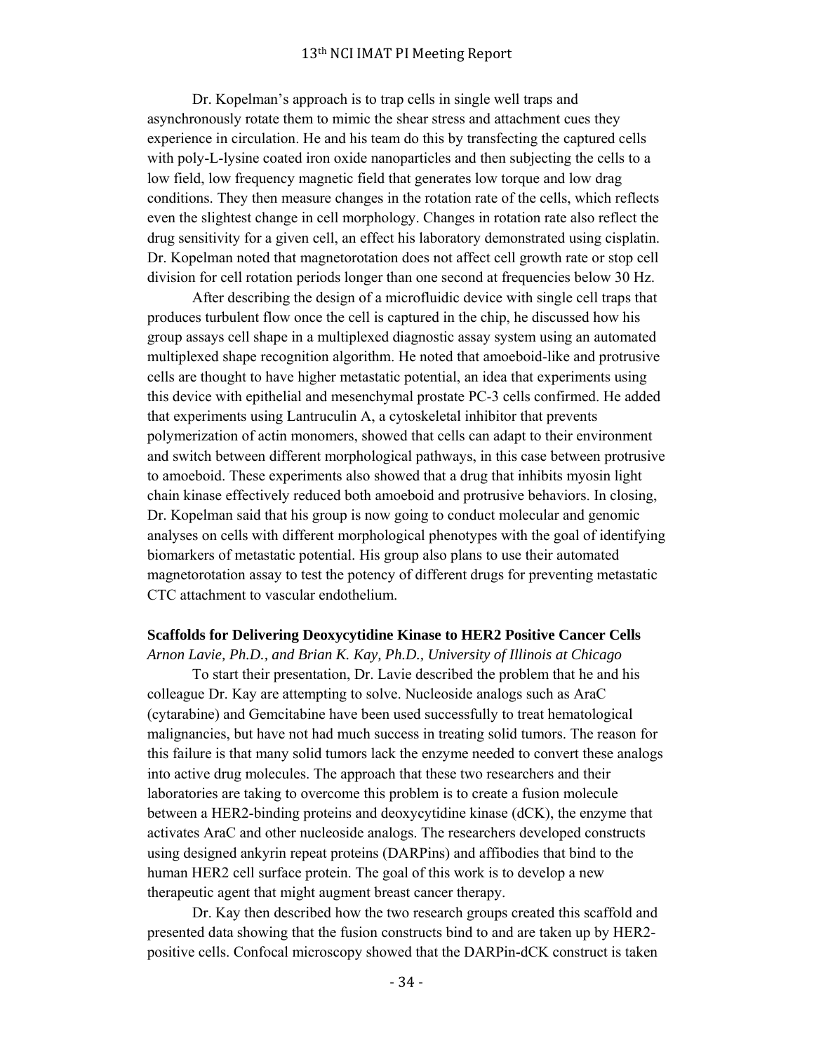Dr. Kopelman's approach is to trap cells in single well traps and asynchronously rotate them to mimic the shear stress and attachment cues they experience in circulation. He and his team do this by transfecting the captured cells with poly-L-lysine coated iron oxide nanoparticles and then subjecting the cells to a low field, low frequency magnetic field that generates low torque and low drag conditions. They then measure changes in the rotation rate of the cells, which reflects even the slightest change in cell morphology. Changes in rotation rate also reflect the drug sensitivity for a given cell, an effect his laboratory demonstrated using cisplatin. Dr. Kopelman noted that magnetorotation does not affect cell growth rate or stop cell division for cell rotation periods longer than one second at frequencies below 30 Hz.

After describing the design of a microfluidic device with single cell traps that produces turbulent flow once the cell is captured in the chip, he discussed how his group assays cell shape in a multiplexed diagnostic assay system using an automated multiplexed shape recognition algorithm. He noted that amoeboid-like and protrusive cells are thought to have higher metastatic potential, an idea that experiments using this device with epithelial and mesenchymal prostate PC-3 cells confirmed. He added that experiments using Lantruculin A, a cytoskeletal inhibitor that prevents polymerization of actin monomers, showed that cells can adapt to their environment and switch between different morphological pathways, in this case between protrusive to amoeboid. These experiments also showed that a drug that inhibits myosin light chain kinase effectively reduced both amoeboid and protrusive behaviors. In closing, Dr. Kopelman said that his group is now going to conduct molecular and genomic analyses on cells with different morphological phenotypes with the goal of identifying biomarkers of metastatic potential. His group also plans to use their automated magnetorotation assay to test the potency of different drugs for preventing metastatic CTC attachment to vascular endothelium.

**Scaffolds for Delivering Deoxycytidine Kinase to HER2 Positive Cancer Cells**
*Arnon Lavie, Ph.D., and Brian K. Kay, Ph.D., University of Illinois at Chicago*

To start their presentation, Dr. Lavie described the problem that he and his colleague Dr. Kay are attempting to solve. Nucleoside analogs such as AraC (cytarabine) and Gemcitabine have been used successfully to treat hematological malignancies, but have not had much success in treating solid tumors. The reason for this failure is that many solid tumors lack the enzyme needed to convert these analogs into active drug molecules. The approach that these two researchers and their laboratories are taking to overcome this problem is to create a fusion molecule between a HER2-binding proteins and deoxycytidine kinase (dCK), the enzyme that activates AraC and other nucleoside analogs. The researchers developed constructs using designed ankyrin repeat proteins (DARPins) and affibodies that bind to the human HER2 cell surface protein. The goal of this work is to develop a new therapeutic agent that might augment breast cancer therapy.

Dr. Kay then described how the two research groups created this scaffold and presented data showing that the fusion constructs bind to and are taken up by HER2-positive cells. Confocal microscopy showed that the DARPin-dCK construct is taken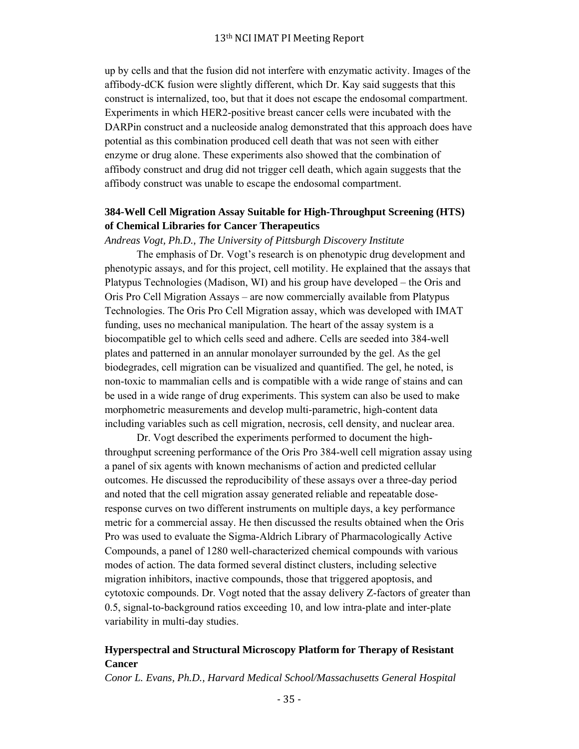up by cells and that the fusion did not interfere with enzymatic activity. Images of the affibody-dCK fusion were slightly different, which Dr. Kay said suggests that this construct is internalized, too, but that it does not escape the endosomal compartment. Experiments in which HER2-positive breast cancer cells were incubated with the DARPin construct and a nucleoside analog demonstrated that this approach does have potential as this combination produced cell death that was not seen with either enzyme or drug alone. These experiments also showed that the combination of affibody construct and drug did not trigger cell death, which again suggests that the affibody construct was unable to escape the endosomal compartment.

### 384-Well Cell Migration Assay Suitable for High-Throughput Screening (HTS) of Chemical Libraries for Cancer Therapeutics

*Andreas Vogt, Ph.D., The University of Pittsburgh Discovery Institute*

The emphasis of Dr. Vogt's research is on phenotypic drug development and phenotypic assays, and for this project, cell motility. He explained that the assays that Platypus Technologies (Madison, WI) and his group have developed – the Oris and Oris Pro Cell Migration Assays – are now commercially available from Platypus Technologies. The Oris Pro Cell Migration assay, which was developed with IMAT funding, uses no mechanical manipulation. The heart of the assay system is a biocompatible gel to which cells seed and adhere. Cells are seeded into 384-well plates and patterned in an annular monolayer surrounded by the gel. As the gel biodegrades, cell migration can be visualized and quantified. The gel, he noted, is non-toxic to mammalian cells and is compatible with a wide range of stains and can be used in a wide range of drug experiments. This system can also be used to make morphometric measurements and develop multi-parametric, high-content data including variables such as cell migration, necrosis, cell density, and nuclear area.

Dr. Vogt described the experiments performed to document the high-throughput screening performance of the Oris Pro 384-well cell migration assay using a panel of six agents with known mechanisms of action and predicted cellular outcomes. He discussed the reproducibility of these assays over a three-day period and noted that the cell migration assay generated reliable and repeatable dose-response curves on two different instruments on multiple days, a key performance metric for a commercial assay. He then discussed the results obtained when the Oris Pro was used to evaluate the Sigma-Aldrich Library of Pharmacologically Active Compounds, a panel of 1280 well-characterized chemical compounds with various modes of action. The data formed several distinct clusters, including selective migration inhibitors, inactive compounds, those that triggered apoptosis, and cytotoxic compounds. Dr. Vogt noted that the assay delivery Z-factors of greater than 0.5, signal-to-background ratios exceeding 10, and low intra-plate and inter-plate variability in multi-day studies.

### Hyperspectral and Structural Microscopy Platform for Therapy of Resistant Cancer

*Conor L. Evans, Ph.D., Harvard Medical School/Massachusetts General Hospital*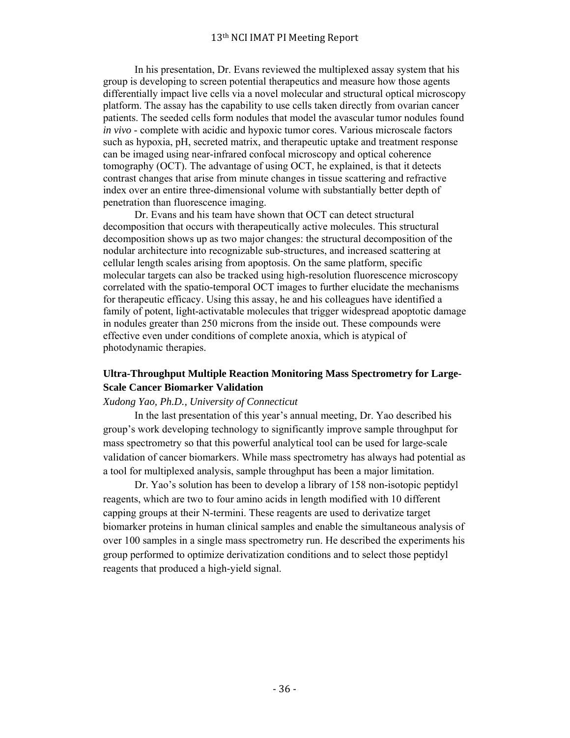In his presentation, Dr. Evans reviewed the multiplexed assay system that his group is developing to screen potential therapeutics and measure how those agents differentially impact live cells via a novel molecular and structural optical microscopy platform. The assay has the capability to use cells taken directly from ovarian cancer patients. The seeded cells form nodules that model the avascular tumor nodules found *in vivo* - complete with acidic and hypoxic tumor cores. Various microscale factors such as hypoxia, pH, secreted matrix, and therapeutic uptake and treatment response can be imaged using near-infrared confocal microscopy and optical coherence tomography (OCT). The advantage of using OCT, he explained, is that it detects contrast changes that arise from minute changes in tissue scattering and refractive index over an entire three-dimensional volume with substantially better depth of penetration than fluorescence imaging.

Dr. Evans and his team have shown that OCT can detect structural decomposition that occurs with therapeutically active molecules. This structural decomposition shows up as two major changes: the structural decomposition of the nodular architecture into recognizable sub-structures, and increased scattering at cellular length scales arising from apoptosis. On the same platform, specific molecular targets can also be tracked using high-resolution fluorescence microscopy correlated with the spatio-temporal OCT images to further elucidate the mechanisms for therapeutic efficacy. Using this assay, he and his colleagues have identified a family of potent, light-activatable molecules that trigger widespread apoptotic damage in nodules greater than 250 microns from the inside out. These compounds were effective even under conditions of complete anoxia, which is atypical of photodynamic therapies.

### Ultra-Throughput Multiple Reaction Monitoring Mass Spectrometry for Large-Scale Cancer Biomarker Validation

*Xudong Yao, Ph.D., University of Connecticut*

In the last presentation of this year's annual meeting, Dr. Yao described his group's work developing technology to significantly improve sample throughput for mass spectrometry so that this powerful analytical tool can be used for large-scale validation of cancer biomarkers. While mass spectrometry has always had potential as a tool for multiplexed analysis, sample throughput has been a major limitation.

Dr. Yao's solution has been to develop a library of 158 non-isotopic peptidyl reagents, which are two to four amino acids in length modified with 10 different capping groups at their N-termini. These reagents are used to derivatize target biomarker proteins in human clinical samples and enable the simultaneous analysis of over 100 samples in a single mass spectrometry run. He described the experiments his group performed to optimize derivatization conditions and to select those peptidyl reagents that produced a high-yield signal.